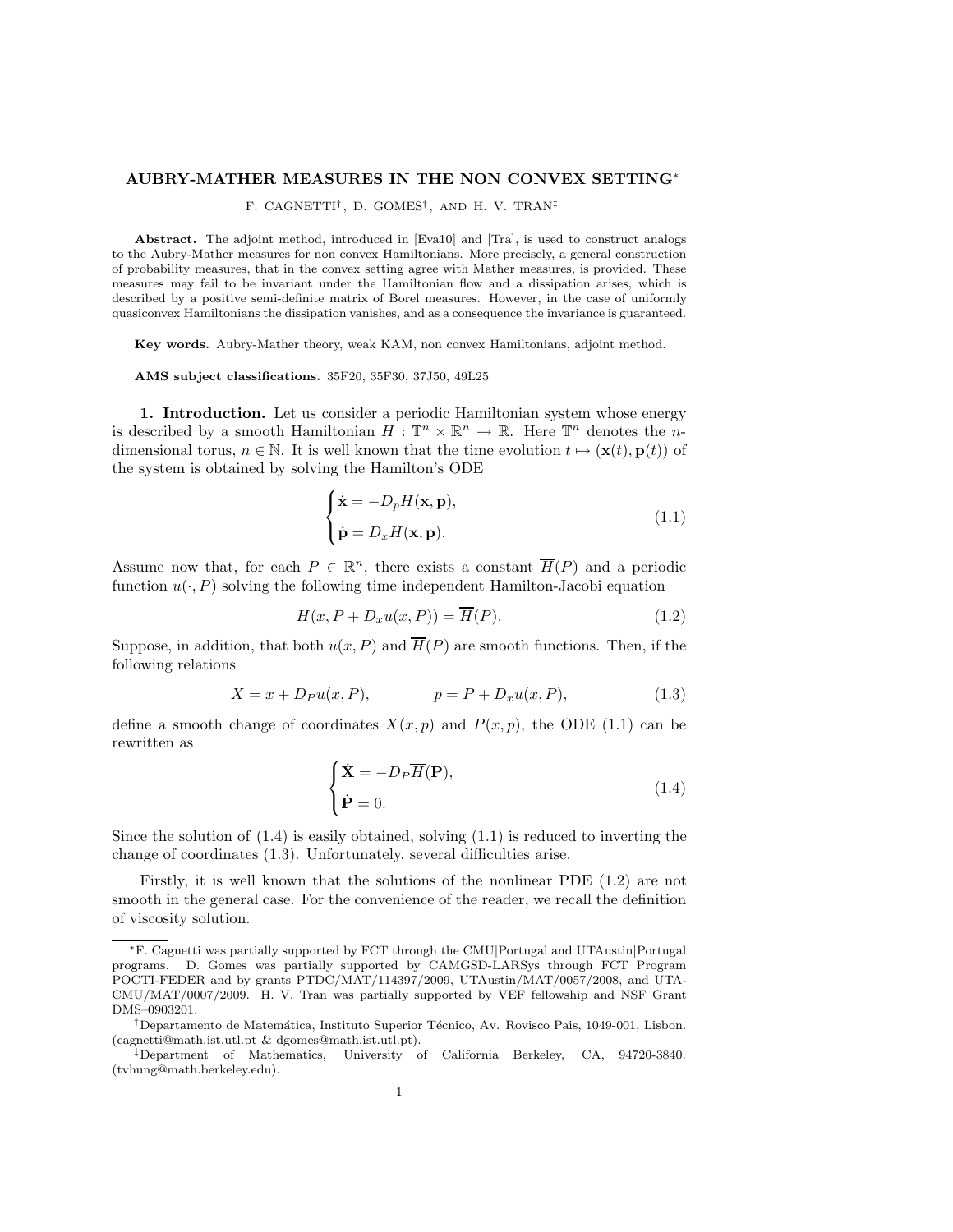# AUBRY-MATHER MEASURES IN THE NON CONVEX SETTING*

F. CAGNETTI[†], D. GOMES[†], AND H. V. TRAN[‡]

**Abstract.** The adjoint method, introduced in [Eva10] and [Tra], is used to construct analogs to the Aubry-Mather measures for non convex Hamiltonians. More precisely, a general construction of probability measures, that in the convex setting agree with Mather measures, is provided. These measures may fail to be invariant under the Hamiltonian flow and a dissipation arises, which is described by a positive semi-definite matrix of Borel measures. However, in the case of uniformly quasiconvex Hamiltonians the dissipation vanishes, and as a consequence the invariance is guaranteed.

**Key words.** Aubry-Mather theory, weak KAM, non convex Hamiltonians, adjoint method.

**AMS subject classifications.** 35F20, 35F30, 37J50, 49L25

## 1. Introduction.

Let us consider a periodic Hamiltonian system whose energy is described by a smooth Hamiltonian $H : \mathbb{T}^n \times \mathbb{R}^n \to \mathbb{R}$. Here $\mathbb{T}^n$ denotes the $n$-dimensional torus, $n \in \mathbb{N}$. It is well known that the time evolution $t \mapsto (\mathbf{x}(t), \mathbf{p}(t))$ of the system is obtained by solving the Hamilton's ODE

$$
\begin{cases}
\dot{\mathbf{x}} = -D_p H(\mathbf{x}, \mathbf{p}), \\
\dot{\mathbf{p}} = D_x H(\mathbf{x}, \mathbf{p}).
\end{cases}
\tag{1.1}
$$

Assume now that, for each $P \in \mathbb{R}^n$, there exists a constant $\overline{H}(P)$ and a periodic function $u(\cdot, P)$ solving the following time independent Hamilton-Jacobi equation

$$
H(x, P + D_x u(x, P)) = \overline{H}(P). \tag{1.2}
$$

Suppose, in addition, that both $u(x, P)$ and $\overline{H}(P)$ are smooth functions. Then, if the following relations

$$
X = x + D_P u(x, P), \qquad\qquad p = P + D_x u(x, P), \tag{1.3}
$$

define a smooth change of coordinates $X(x, p)$ and $P(x, p)$, the ODE (1.1) can be rewritten as

$$
\begin{cases}
\dot{\mathbf{X}} = -D_P \overline{H}(\mathbf{P}), \\
\dot{\mathbf{P}} = 0.
\end{cases}
\tag{1.4}
$$

Since the solution of (1.4) is easily obtained, solving (1.1) is reduced to inverting the change of coordinates (1.3). Unfortunately, several difficulties arise.

Firstly, it is well known that the solutions of the nonlinear PDE (1.2) are not smooth in the general case. For the convenience of the reader, we recall the definition of viscosity solution.

---

*F. Cagnetti was partially supported by FCT through the CMU|Portugal and UTAustin|Portugal programs. D. Gomes was partially supported by CAMGSD-LARSys through FCT Program POCTI-FEDER and by grants PTDC/MAT/114397/2009, UTAustin/MAT/0057/2008, and UTA-CMU/MAT/0007/2009. H. V. Tran was partially supported by VEF fellowship and NSF Grant DMS–0903201.

[†]Departamento de Matemática, Instituto Superior Técnico, Av. Rovisco Pais, 1049-001, Lisbon. (cagnetti@math.ist.utl.pt & dgomes@math.ist.utl.pt).

[‡]Department of Mathematics, University of California Berkeley, CA, 94720-3840. (tvhung@math.berkeley.edu).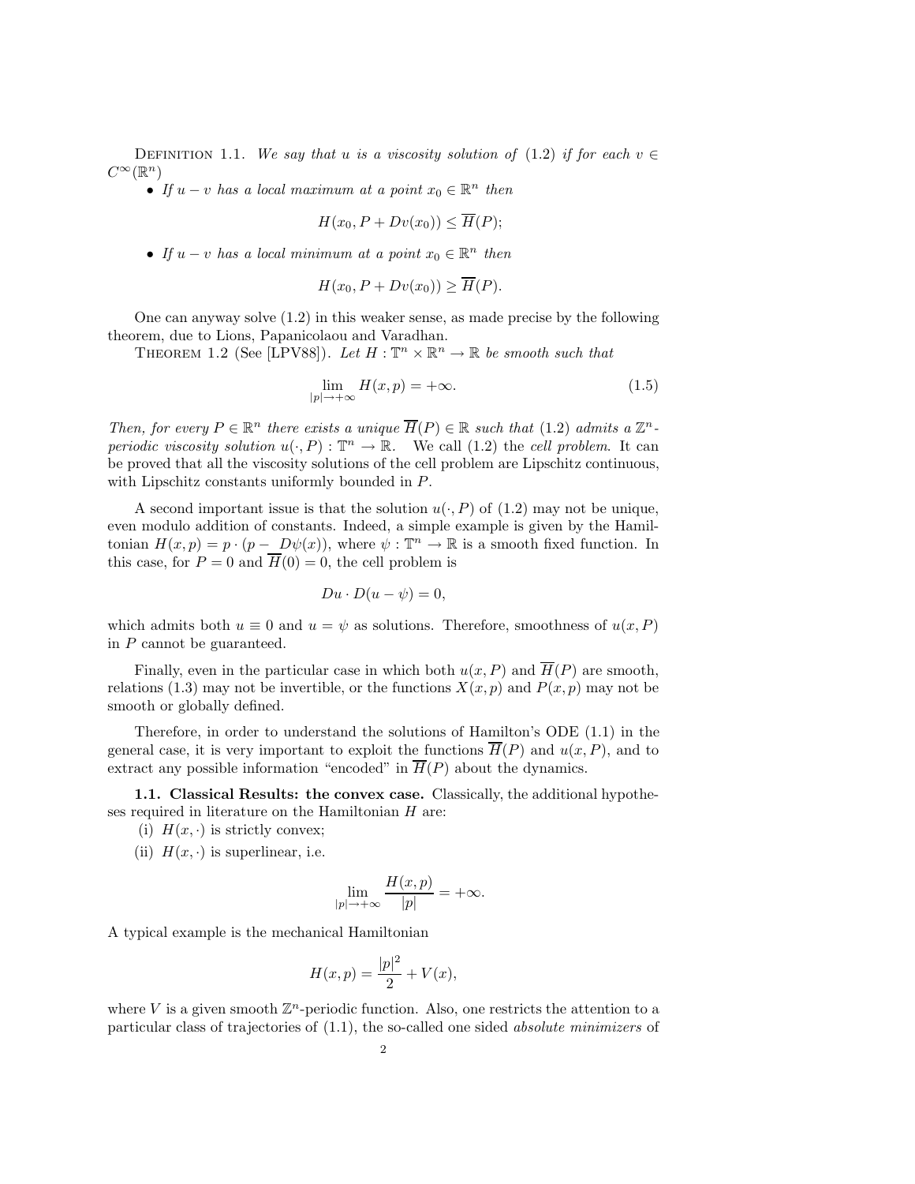Definition 1.1. *We say that $u$ is a viscosity solution of (1.2) if for each $v \in C^\infty(\mathbb{R}^n)$*

- *If $u - v$ has a local maximum at a point $x_0 \in \mathbb{R}^n$ then*

$$H(x_0, P + Dv(x_0)) \leq \overline{H}(P);$$

- *If $u - v$ has a local minimum at a point $x_0 \in \mathbb{R}^n$ then*

$$H(x_0, P + Dv(x_0)) \geq \overline{H}(P).$$

One can anyway solve (1.2) in this weaker sense, as made precise by the following theorem, due to Lions, Papanicolaou and Varadhan.

Theorem 1.2 (See [LPV88]). *Let $H : \mathbb{T}^n \times \mathbb{R}^n \to \mathbb{R}$ be smooth such that*

$$\lim_{|p| \to +\infty} H(x, p) = +\infty. \tag{1.5}$$

*Then, for every $P \in \mathbb{R}^n$ there exists a unique $\overline{H}(P) \in \mathbb{R}$ such that (1.2) admits a $\mathbb{Z}^n$-periodic viscosity solution $u(\cdot, P) : \mathbb{T}^n \to \mathbb{R}$.* We call (1.2) the *cell problem*. It can be proved that all the viscosity solutions of the cell problem are Lipschitz continuous, with Lipschitz constants uniformly bounded in $P$.

A second important issue is that the solution $u(\cdot, P)$ of (1.2) may not be unique, even modulo addition of constants. Indeed, a simple example is given by the Hamiltonian $H(x, p) = p \cdot (p - D\psi(x))$, where $\psi : \mathbb{T}^n \to \mathbb{R}$ is a smooth fixed function. In this case, for $P = 0$ and $\overline{H}(0) = 0$, the cell problem is

$$Du \cdot D(u - \psi) = 0,$$

which admits both $u \equiv 0$ and $u = \psi$ as solutions. Therefore, smoothness of $u(x, P)$ in $P$ cannot be guaranteed.

Finally, even in the particular case in which both $u(x, P)$ and $\overline{H}(P)$ are smooth, relations (1.3) may not be invertible, or the functions $X(x, p)$ and $P(x, p)$ may not be smooth or globally defined.

Therefore, in order to understand the solutions of Hamilton's ODE (1.1) in the general case, it is very important to exploit the functions $\overline{H}(P)$ and $u(x, P)$, and to extract any possible information "encoded" in $\overline{H}(P)$ about the dynamics.

### 1.1. Classical Results: the convex case.

Classically, the additional hypotheses required in literature on the Hamiltonian $H$ are:

(i) $H(x, \cdot)$ is strictly convex;

(ii) $H(x, \cdot)$ is superlinear, i.e.

$$\lim_{|p| \to +\infty} \frac{H(x, p)}{|p|} = +\infty.$$

A typical example is the mechanical Hamiltonian

$$H(x, p) = \frac{|p|^2}{2} + V(x),$$

where $V$ is a given smooth $\mathbb{Z}^n$-periodic function. Also, one restricts the attention to a particular class of trajectories of (1.1), the so-called one sided *absolute minimizers* of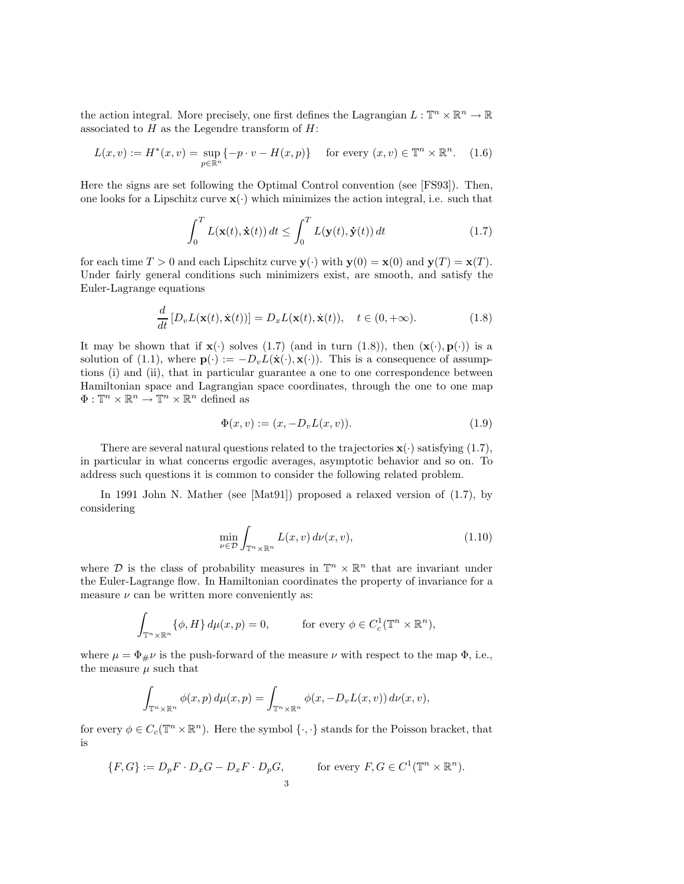the action integral. More precisely, one first defines the Lagrangian $L : \mathbb{T}^n \times \mathbb{R}^n \to \mathbb{R}$ associated to $H$ as the Legendre transform of $H$:

$$L(x, v) := H^*(x, v) = \sup_{p \in \mathbb{R}^n} \{-p \cdot v - H(x, p)\} \quad \text{for every } (x, v) \in \mathbb{T}^n \times \mathbb{R}^n. \tag{1.6}$$

Here the signs are set following the Optimal Control convention (see [FS93]). Then, one looks for a Lipschitz curve $\mathbf{x}(\cdot)$ which minimizes the action integral, i.e. such that

$$\int_0^T L(\mathbf{x}(t), \dot{\mathbf{x}}(t))\, dt \le \int_0^T L(\mathbf{y}(t), \dot{\mathbf{y}}(t))\, dt \tag{1.7}$$

for each time $T > 0$ and each Lipschitz curve $\mathbf{y}(\cdot)$ with $\mathbf{y}(0) = \mathbf{x}(0)$ and $\mathbf{y}(T) = \mathbf{x}(T)$. Under fairly general conditions such minimizers exist, are smooth, and satisfy the Euler-Lagrange equations

$$\frac{d}{dt}\left[D_v L(\mathbf{x}(t), \dot{\mathbf{x}}(t))\right] = D_x L(\mathbf{x}(t), \dot{\mathbf{x}}(t)), \quad t \in (0, +\infty). \tag{1.8}$$

It may be shown that if $\mathbf{x}(\cdot)$ solves (1.7) (and in turn (1.8)), then $(\mathbf{x}(\cdot), \mathbf{p}(\cdot))$ is a solution of (1.1), where $\mathbf{p}(\cdot) := -D_v L(\dot{\mathbf{x}}(\cdot), \mathbf{x}(\cdot))$. This is a consequence of assumptions (i) and (ii), that in particular guarantee a one to one correspondence between Hamiltonian space and Lagrangian space coordinates, through the one to one map $\Phi : \mathbb{T}^n \times \mathbb{R}^n \to \mathbb{T}^n \times \mathbb{R}^n$ defined as

$$\Phi(x, v) := (x, -D_v L(x, v)). \tag{1.9}$$

There are several natural questions related to the trajectories $\mathbf{x}(\cdot)$ satisfying (1.7), in particular in what concerns ergodic averages, asymptotic behavior and so on. To address such questions it is common to consider the following related problem.

In 1991 John N. Mather (see [Mat91]) proposed a relaxed version of (1.7), by considering

$$\min_{\nu \in \mathcal{D}} \int_{\mathbb{T}^n \times \mathbb{R}^n} L(x, v)\, d\nu(x, v), \tag{1.10}$$

where $\mathcal{D}$ is the class of probability measures in $\mathbb{T}^n \times \mathbb{R}^n$ that are invariant under the Euler-Lagrange flow. In Hamiltonian coordinates the property of invariance for a measure $\nu$ can be written more conveniently as:

$$\int_{\mathbb{T}^n \times \mathbb{R}^n} \{\phi, H\}\, d\mu(x, p) = 0, \qquad \text{for every } \phi \in C_c^1(\mathbb{T}^n \times \mathbb{R}^n),$$

where $\mu = \Phi_\# \nu$ is the push-forward of the measure $\nu$ with respect to the map $\Phi$, i.e., the measure $\mu$ such that

$$\int_{\mathbb{T}^n \times \mathbb{R}^n} \phi(x, p)\, d\mu(x, p) = \int_{\mathbb{T}^n \times \mathbb{R}^n} \phi(x, -D_v L(x, v))\, d\nu(x, v),$$

for every $\phi \in C_c(\mathbb{T}^n \times \mathbb{R}^n)$. Here the symbol $\{\cdot, \cdot\}$ stands for the Poisson bracket, that is

$$\{F, G\} := D_p F \cdot D_x G - D_x F \cdot D_p G, \qquad \text{for every } F, G \in C^1(\mathbb{T}^n \times \mathbb{R}^n).$$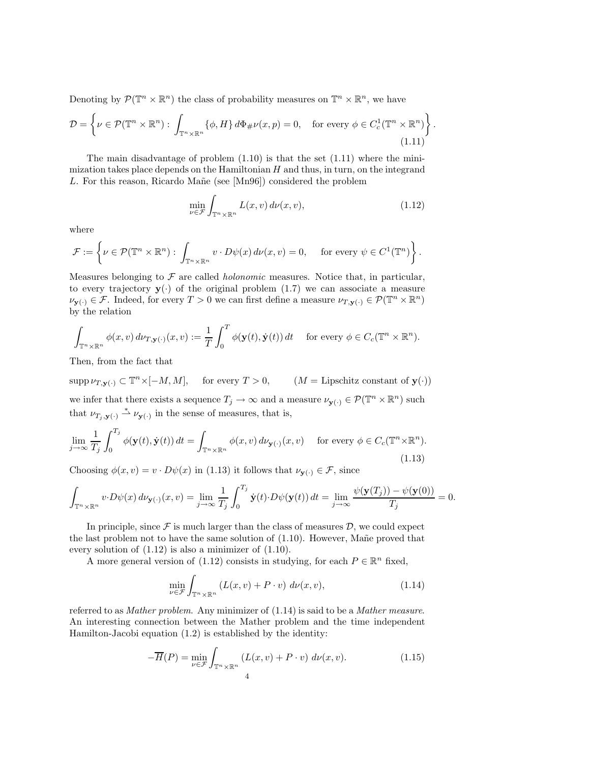Denoting by $\mathcal{P}(\mathbb{T}^n \times \mathbb{R}^n)$ the class of probability measures on $\mathbb{T}^n \times \mathbb{R}^n$, we have

$$\mathcal{D} = \left\{ \nu \in \mathcal{P}(\mathbb{T}^n \times \mathbb{R}^n) : \int_{\mathbb{T}^n \times \mathbb{R}^n} \{\phi, H\} \, d\Phi_\# \nu(x,p) = 0, \quad \text{for every } \phi \in C_c^1(\mathbb{T}^n \times \mathbb{R}^n) \right\}. \tag{1.11}$$

The main disadvantage of problem (1.10) is that the set (1.11) where the minimization takes place depends on the Hamiltonian $H$ and thus, in turn, on the integrand $L$. For this reason, Ricardo Mañe (see [Mn96]) considered the problem

$$\min_{\nu \in \mathcal{F}} \int_{\mathbb{T}^n \times \mathbb{R}^n} L(x,v) \, d\nu(x,v), \tag{1.12}$$

where

$$\mathcal{F} := \left\{ \nu \in \mathcal{P}(\mathbb{T}^n \times \mathbb{R}^n) : \int_{\mathbb{T}^n \times \mathbb{R}^n} v \cdot D\psi(x) \, d\nu(x,v) = 0, \quad \text{for every } \psi \in C^1(\mathbb{T}^n) \right\}.$$

Measures belonging to $\mathcal{F}$ are called *holonomic* measures. Notice that, in particular, to every trajectory $\mathbf{y}(\cdot)$ of the original problem (1.7) we can associate a measure $\nu_{\mathbf{y}(\cdot)} \in \mathcal{F}$. Indeed, for every $T > 0$ we can first define a measure $\nu_{T,\mathbf{y}(\cdot)} \in \mathcal{P}(\mathbb{T}^n \times \mathbb{R}^n)$ by the relation

$$\int_{\mathbb{T}^n \times \mathbb{R}^n} \phi(x,v) \, d\nu_{T,\mathbf{y}(\cdot)}(x,v) := \frac{1}{T} \int_0^T \phi(\mathbf{y}(t), \dot{\mathbf{y}}(t)) \, dt \quad \text{for every } \phi \in C_c(\mathbb{T}^n \times \mathbb{R}^n).$$

Then, from the fact that

$$\operatorname{supp} \nu_{T,\mathbf{y}(\cdot)} \subset \mathbb{T}^n \times [-M, M], \quad \text{for every } T > 0, \qquad (M = \text{Lipschitz constant of } \mathbf{y}(\cdot))$$

we infer that there exists a sequence $T_j \to \infty$ and a measure $\nu_{\mathbf{y}(\cdot)} \in \mathcal{P}(\mathbb{T}^n \times \mathbb{R}^n)$ such that $\nu_{T_j,\mathbf{y}(\cdot)} \overset{*}{\rightharpoonup} \nu_{\mathbf{y}(\cdot)}$ in the sense of measures, that is,

$$\lim_{j \to \infty} \frac{1}{T_j} \int_0^{T_j} \phi(\mathbf{y}(t), \dot{\mathbf{y}}(t)) \, dt = \int_{\mathbb{T}^n \times \mathbb{R}^n} \phi(x,v) \, d\nu_{\mathbf{y}(\cdot)}(x,v) \quad \text{for every } \phi \in C_c(\mathbb{T}^n \times \mathbb{R}^n). \tag{1.13}$$

Choosing $\phi(x,v) = v \cdot D\psi(x)$ in (1.13) it follows that $\nu_{\mathbf{y}(\cdot)} \in \mathcal{F}$, since

$$\int_{\mathbb{T}^n \times \mathbb{R}^n} v \cdot D\psi(x) \, d\nu_{\mathbf{y}(\cdot)}(x,v) = \lim_{j \to \infty} \frac{1}{T_j} \int_0^{T_j} \dot{\mathbf{y}}(t) \cdot D\psi(\mathbf{y}(t)) \, dt = \lim_{j \to \infty} \frac{\psi(\mathbf{y}(T_j)) - \psi(\mathbf{y}(0))}{T_j} = 0.$$

In principle, since $\mathcal{F}$ is much larger than the class of measures $\mathcal{D}$, we could expect the last problem not to have the same solution of (1.10). However, Mañe proved that every solution of (1.12) is also a minimizer of (1.10).

A more general version of (1.12) consists in studying, for each $P \in \mathbb{R}^n$ fixed,

$$\min_{\nu \in \mathcal{F}} \int_{\mathbb{T}^n \times \mathbb{R}^n} \left( L(x,v) + P \cdot v \right) \, d\nu(x,v), \tag{1.14}$$

referred to as *Mather problem*. Any minimizer of (1.14) is said to be a *Mather measure*. An interesting connection between the Mather problem and the time independent Hamilton-Jacobi equation (1.2) is established by the identity:

$$-\overline{H}(P) = \min_{\nu \in \mathcal{F}} \int_{\mathbb{T}^n \times \mathbb{R}^n} \left( L(x,v) + P \cdot v \right) \, d\nu(x,v). \tag{1.15}$$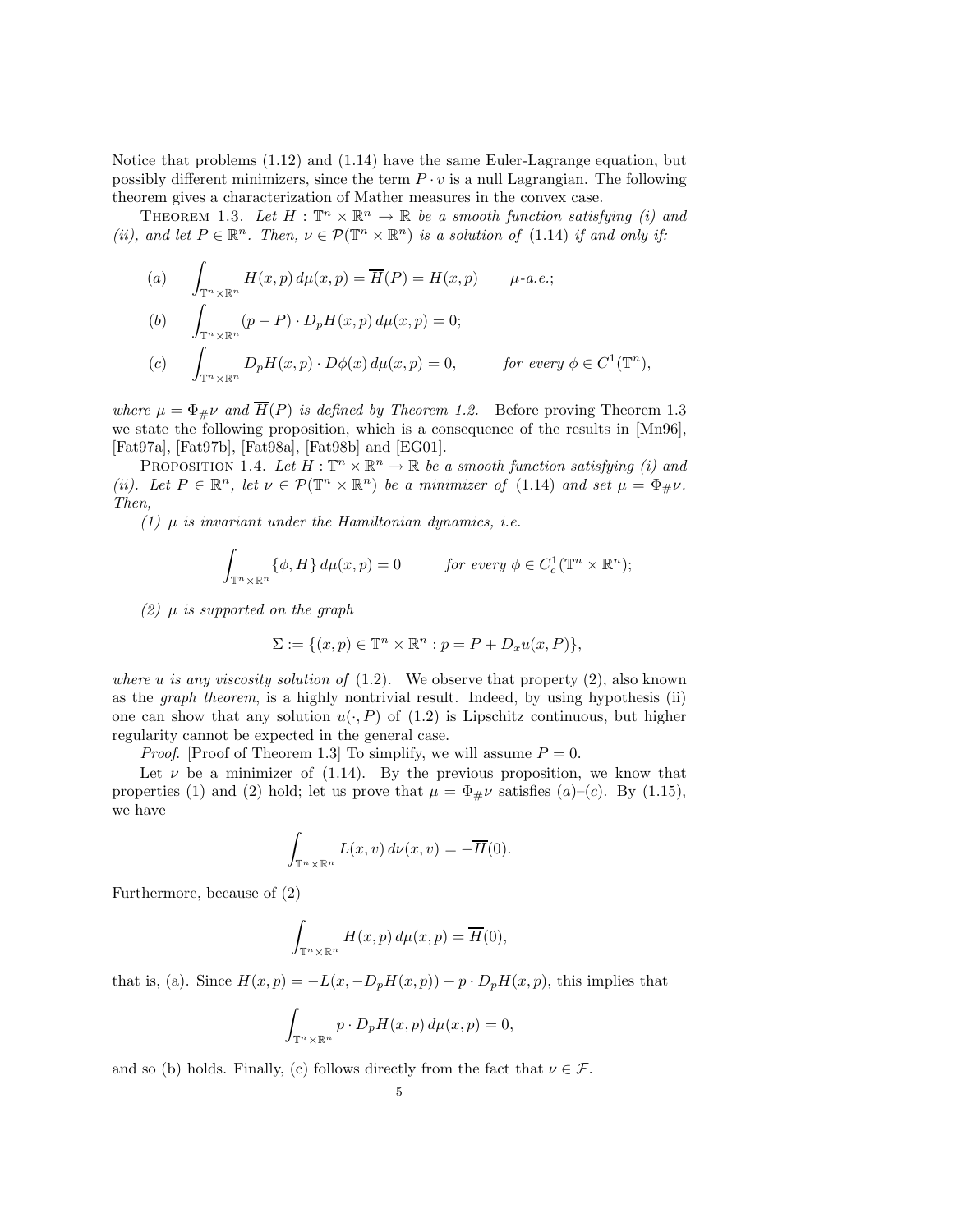Notice that problems (1.12) and (1.14) have the same Euler-Lagrange equation, but possibly different minimizers, since the term $P \cdot v$ is a null Lagrangian. The following theorem gives a characterization of Mather measures in the convex case.

THEOREM 1.3. *Let $H : \mathbb{T}^n \times \mathbb{R}^n \to \mathbb{R}$ be a smooth function satisfying (i) and (ii), and let $P \in \mathbb{R}^n$. Then, $\nu \in \mathcal{P}(\mathbb{T}^n \times \mathbb{R}^n)$ is a solution of (1.14) if and only if:*

$$(a) \qquad \int_{\mathbb{T}^n \times \mathbb{R}^n} H(x,p)\, d\mu(x,p) = \overline{H}(P) = H(x,p) \qquad \mu\text{-a.e.};$$

$$(b) \qquad \int_{\mathbb{T}^n \times \mathbb{R}^n} (p-P) \cdot D_p H(x,p)\, d\mu(x,p) = 0;$$

$$(c) \qquad \int_{\mathbb{T}^n \times \mathbb{R}^n} D_p H(x,p) \cdot D\phi(x)\, d\mu(x,p) = 0, \qquad \text{for every } \phi \in C^1(\mathbb{T}^n),$$

*where $\mu = \Phi_{\#}\nu$ and $\overline{H}(P)$ is defined by Theorem 1.2.* Before proving Theorem 1.3 we state the following proposition, which is a consequence of the results in [Mn96], [Fat97a], [Fat97b], [Fat98a], [Fat98b] and [EG01].

PROPOSITION 1.4. *Let $H : \mathbb{T}^n \times \mathbb{R}^n \to \mathbb{R}$ be a smooth function satisfying (i) and (ii). Let $P \in \mathbb{R}^n$, let $\nu \in \mathcal{P}(\mathbb{T}^n \times \mathbb{R}^n)$ be a minimizer of (1.14) and set $\mu = \Phi_{\#}\nu$. Then,*

*(1) $\mu$ is invariant under the Hamiltonian dynamics, i.e.*

$$\int_{\mathbb{T}^n \times \mathbb{R}^n} \{\phi, H\}\, d\mu(x,p) = 0 \qquad \text{for every } \phi \in C^1_c(\mathbb{T}^n \times \mathbb{R}^n);$$

*(2) $\mu$ is supported on the graph*

$$\Sigma := \{(x,p) \in \mathbb{T}^n \times \mathbb{R}^n : p = P + D_x u(x,P)\},$$

*where $u$ is any viscosity solution of (1.2).* We observe that property (2), also known as the *graph theorem*, is a highly nontrivial result. Indeed, by using hypothesis (ii) one can show that any solution $u(\cdot, P)$ of (1.2) is Lipschitz continuous, but higher regularity cannot be expected in the general case.

*Proof.* [Proof of Theorem 1.3] To simplify, we will assume $P = 0$.

Let $\nu$ be a minimizer of (1.14). By the previous proposition, we know that properties (1) and (2) hold; let us prove that $\mu = \Phi_{\#}\nu$ satisfies (a)–(c). By (1.15), we have

$$\int_{\mathbb{T}^n \times \mathbb{R}^n} L(x,v)\, d\nu(x,v) = -\overline{H}(0).$$

Furthermore, because of (2)

$$\int_{\mathbb{T}^n \times \mathbb{R}^n} H(x,p)\, d\mu(x,p) = \overline{H}(0),$$

that is, (a). Since $H(x,p) = -L(x, -D_p H(x,p)) + p \cdot D_p H(x,p)$, this implies that

$$\int_{\mathbb{T}^n \times \mathbb{R}^n} p \cdot D_p H(x,p)\, d\mu(x,p) = 0,$$

and so (b) holds. Finally, (c) follows directly from the fact that $\nu \in \mathcal{F}$.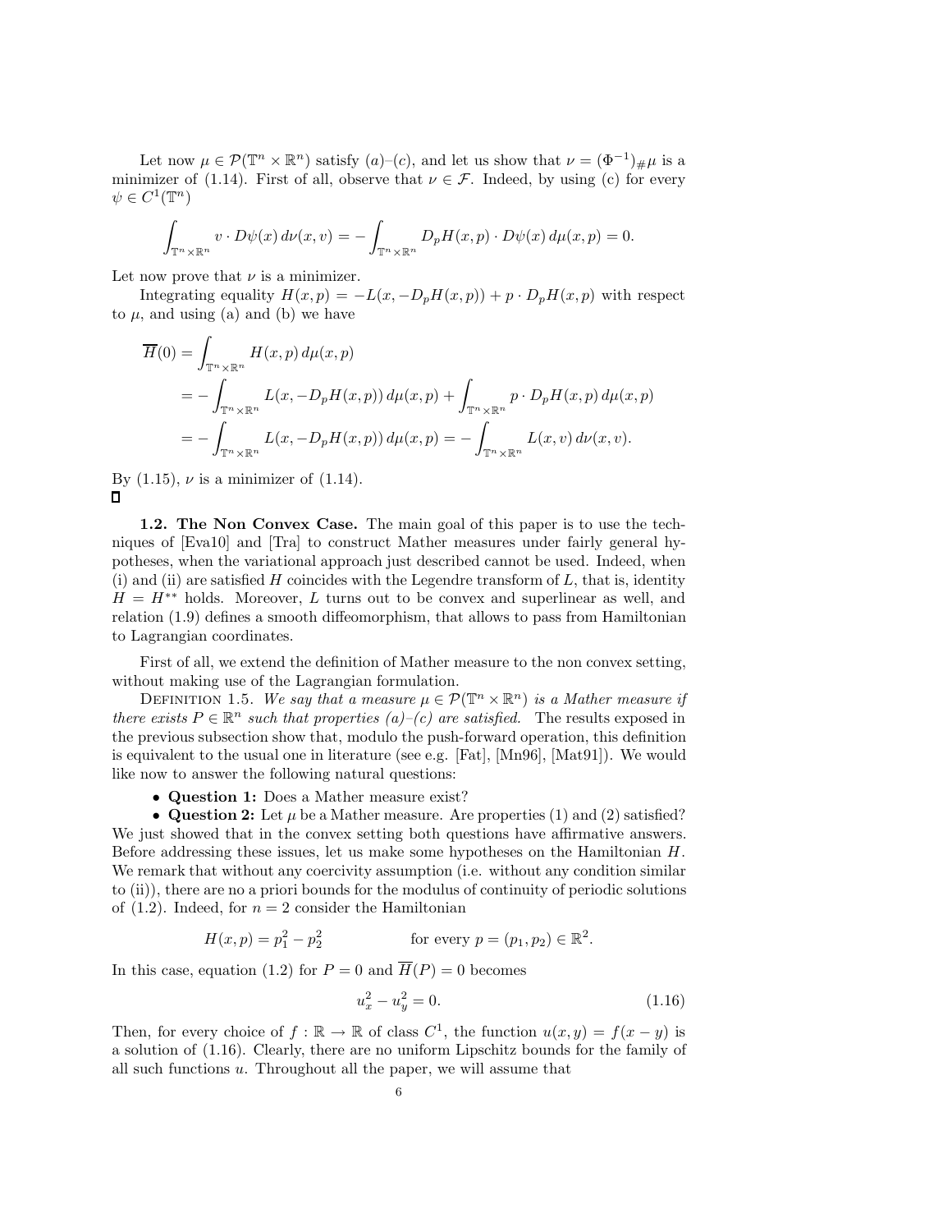Let now $\mu \in \mathcal{P}(\mathbb{T}^n \times \mathbb{R}^n)$ satisfy $(a)$–$(c)$, and let us show that $\nu = (\Phi^{-1})_\# \mu$ is a minimizer of (1.14). First of all, observe that $\nu \in \mathcal{F}$. Indeed, by using (c) for every $\psi \in C^1(\mathbb{T}^n)$

$$\int_{\mathbb{T}^n \times \mathbb{R}^n} v \cdot D\psi(x)\, d\nu(x,v) = -\int_{\mathbb{T}^n \times \mathbb{R}^n} D_pH(x,p) \cdot D\psi(x)\, d\mu(x,p) = 0.$$

Let now prove that $\nu$ is a minimizer.

Integrating equality $H(x,p) = -L(x, -D_pH(x,p)) + p \cdot D_pH(x,p)$ with respect to $\mu$, and using (a) and (b) we have

$$\begin{aligned}
\overline{H}(0) &= \int_{\mathbb{T}^n \times \mathbb{R}^n} H(x,p)\, d\mu(x,p) \\
&= -\int_{\mathbb{T}^n \times \mathbb{R}^n} L(x, -D_pH(x,p))\, d\mu(x,p) + \int_{\mathbb{T}^n \times \mathbb{R}^n} p \cdot D_pH(x,p)\, d\mu(x,p) \\
&= -\int_{\mathbb{T}^n \times \mathbb{R}^n} L(x, -D_pH(x,p))\, d\mu(x,p) = -\int_{\mathbb{T}^n \times \mathbb{R}^n} L(x,v)\, d\nu(x,v).
\end{aligned}$$

By (1.15), $\nu$ is a minimizer of (1.14).
□

**1.2. The Non Convex Case.** The main goal of this paper is to use the techniques of [Eva10] and [Tra] to construct Mather measures under fairly general hypotheses, when the variational approach just described cannot be used. Indeed, when (i) and (ii) are satisfied $H$ coincides with the Legendre transform of $L$, that is, identity $H = H^{**}$ holds. Moreover, $L$ turns out to be convex and superlinear as well, and relation (1.9) defines a smooth diffeomorphism, that allows to pass from Hamiltonian to Lagrangian coordinates.

First of all, we extend the definition of Mather measure to the non convex setting, without making use of the Lagrangian formulation.

Definition 1.5. *We say that a measure $\mu \in \mathcal{P}(\mathbb{T}^n \times \mathbb{R}^n)$ is a Mather measure if there exists $P \in \mathbb{R}^n$ such that properties (a)–(c) are satisfied.* The results exposed in the previous subsection show that, modulo the push-forward operation, this definition is equivalent to the usual one in literature (see e.g. [Fat], [Mn96], [Mat91]). We would like now to answer the following natural questions:

- **Question 1:** Does a Mather measure exist?
- **Question 2:** Let $\mu$ be a Mather measure. Are properties (1) and (2) satisfied?

We just showed that in the convex setting both questions have affirmative answers. Before addressing these issues, let us make some hypotheses on the Hamiltonian $H$. We remark that without any coercivity assumption (i.e. without any condition similar to (ii)), there are no a priori bounds for the modulus of continuity of periodic solutions of (1.2). Indeed, for $n = 2$ consider the Hamiltonian

$$H(x,p) = p_1^2 - p_2^2 \qquad\qquad \text{for every } p = (p_1, p_2) \in \mathbb{R}^2.$$

In this case, equation (1.2) for $P = 0$ and $\overline{H}(P) = 0$ becomes

$$u_x^2 - u_y^2 = 0. \tag{1.16}$$

Then, for every choice of $f : \mathbb{R} \to \mathbb{R}$ of class $C^1$, the function $u(x,y) = f(x-y)$ is a solution of (1.16). Clearly, there are no uniform Lipschitz bounds for the family of all such functions $u$. Throughout all the paper, we will assume that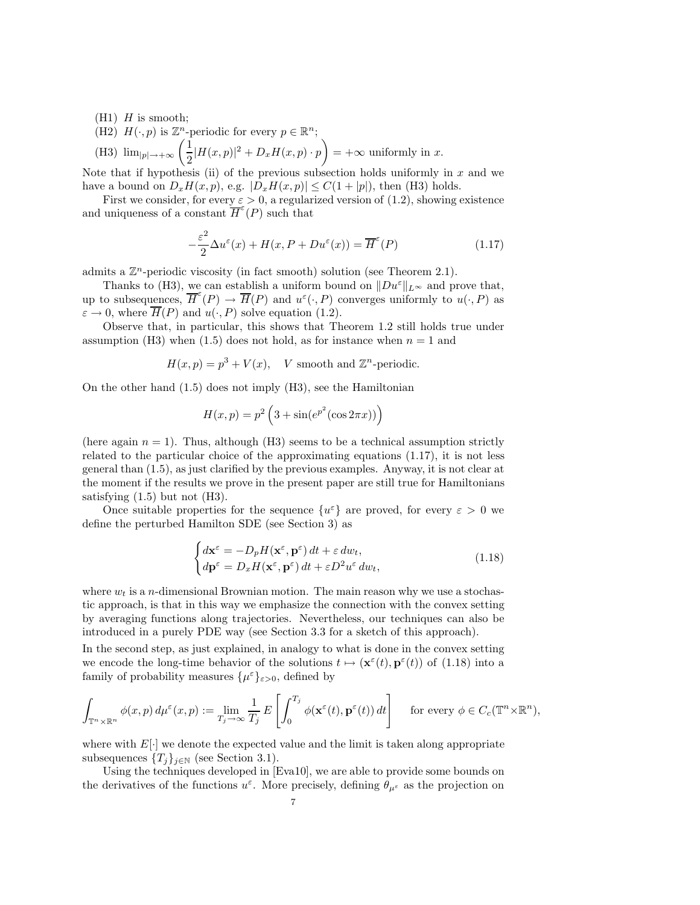(H1) $H$ is smooth;

(H2) $H(\cdot, p)$ is $\mathbb{Z}^n$-periodic for every $p \in \mathbb{R}^n$;

(H3) $\lim_{|p|\to+\infty} \left(\frac{1}{2}|H(x,p)|^2 + D_x H(x,p)\cdot p\right) = +\infty$ uniformly in $x$.

Note that if hypothesis (ii) of the previous subsection holds uniformly in $x$ and we have a bound on $D_x H(x,p)$, e.g. $|D_x H(x,p)| \le C(1+|p|)$, then (H3) holds.

First we consider, for every $\varepsilon > 0$, a regularized version of (1.2), showing existence and uniqueness of a constant $\overline{H}^{\varepsilon}(P)$ such that

$$-\frac{\varepsilon^2}{2}\Delta u^{\varepsilon}(x) + H(x, P + Du^{\varepsilon}(x)) = \overline{H}^{\varepsilon}(P) \tag{1.17}$$

admits a $\mathbb{Z}^n$-periodic viscosity (in fact smooth) solution (see Theorem 2.1).

Thanks to (H3), we can establish a uniform bound on $\|Du^{\varepsilon}\|_{L^\infty}$ and prove that, up to subsequences, $\overline{H}^{\varepsilon}(P) \to \overline{H}(P)$ and $u^{\varepsilon}(\cdot, P)$ converges uniformly to $u(\cdot, P)$ as $\varepsilon \to 0$, where $\overline{H}(P)$ and $u(\cdot, P)$ solve equation (1.2).

Observe that, in particular, this shows that Theorem 1.2 still holds true under assumption (H3) when (1.5) does not hold, as for instance when $n = 1$ and

$$H(x,p) = p^3 + V(x), \quad V \text{ smooth and } \mathbb{Z}^n\text{-periodic.}$$

On the other hand (1.5) does not imply (H3), see the Hamiltonian

$$H(x,p) = p^2\left(3 + \sin(e^{p^2}(\cos 2\pi x))\right)$$

(here again $n = 1$). Thus, although (H3) seems to be a technical assumption strictly related to the particular choice of the approximating equations (1.17), it is not less general than (1.5), as just clarified by the previous examples. Anyway, it is not clear at the moment if the results we prove in the present paper are still true for Hamiltonians satisfying (1.5) but not (H3).

Once suitable properties for the sequence $\{u^{\varepsilon}\}$ are proved, for every $\varepsilon > 0$ we define the perturbed Hamilton SDE (see Section 3) as

$$\begin{cases} d\mathbf{x}^{\varepsilon} = -D_p H(\mathbf{x}^{\varepsilon}, \mathbf{p}^{\varepsilon})\, dt + \varepsilon\, dw_t, \\ d\mathbf{p}^{\varepsilon} = D_x H(\mathbf{x}^{\varepsilon}, \mathbf{p}^{\varepsilon})\, dt + \varepsilon D^2 u^{\varepsilon}\, dw_t, \end{cases} \tag{1.18}$$

where $w_t$ is a $n$-dimensional Brownian motion. The main reason why we use a stochastic approach, is that in this way we emphasize the connection with the convex setting by averaging functions along trajectories. Nevertheless, our techniques can also be introduced in a purely PDE way (see Section 3.3 for a sketch of this approach).

In the second step, as just explained, in analogy to what is done in the convex setting we encode the long-time behavior of the solutions $t \mapsto (\mathbf{x}^{\varepsilon}(t), \mathbf{p}^{\varepsilon}(t))$ of (1.18) into a family of probability measures $\{\mu^{\varepsilon}\}_{\varepsilon>0}$, defined by

$$\int_{\mathbb{T}^n\times\mathbb{R}^n} \phi(x,p)\, d\mu^{\varepsilon}(x,p) := \lim_{T_j\to\infty} \frac{1}{T_j} E\left[\int_0^{T_j} \phi(\mathbf{x}^{\varepsilon}(t), \mathbf{p}^{\varepsilon}(t))\, dt\right] \quad \text{for every } \phi \in C_c(\mathbb{T}^n\times\mathbb{R}^n),$$

where with $E[\cdot]$ we denote the expected value and the limit is taken along appropriate subsequences $\{T_j\}_{j\in\mathbb{N}}$ (see Section 3.1).

Using the techniques developed in [Eva10], we are able to provide some bounds on the derivatives of the functions $u^{\varepsilon}$. More precisely, defining $\theta_{\mu^{\varepsilon}}$ as the projection on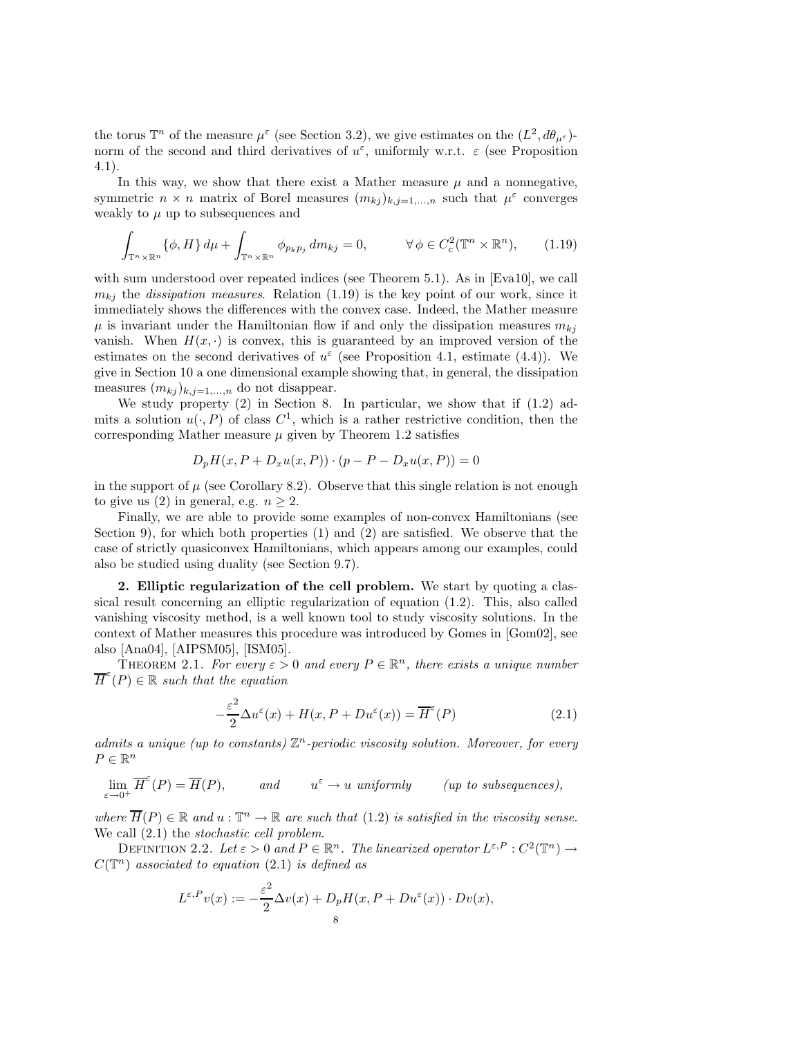the torus $\mathbb{T}^n$ of the measure $\mu^\varepsilon$ (see Section 3.2), we give estimates on the $(L^2, d\theta_{\mu^\varepsilon})$-norm of the second and third derivatives of $u^\varepsilon$, uniformly w.r.t. $\varepsilon$ (see Proposition 4.1).

In this way, we show that there exist a Mather measure $\mu$ and a nonnegative, symmetric $n \times n$ matrix of Borel measures $(m_{kj})_{k,j=1,\ldots,n}$ such that $\mu^\varepsilon$ converges weakly to $\mu$ up to subsequences and

$$\int_{\mathbb{T}^n \times \mathbb{R}^n} \{\phi, H\}\, d\mu + \int_{\mathbb{T}^n \times \mathbb{R}^n} \phi_{p_k p_j}\, dm_{kj} = 0, \qquad \forall\, \phi \in C^2_c(\mathbb{T}^n \times \mathbb{R}^n), \tag{1.19}$$

with sum understood over repeated indices (see Theorem 5.1). As in [Eva10], we call $m_{kj}$ the *dissipation measures*. Relation (1.19) is the key point of our work, since it immediately shows the differences with the convex case. Indeed, the Mather measure $\mu$ is invariant under the Hamiltonian flow if and only the dissipation measures $m_{kj}$ vanish. When $H(x, \cdot)$ is convex, this is guaranteed by an improved version of the estimates on the second derivatives of $u^\varepsilon$ (see Proposition 4.1, estimate (4.4)). We give in Section 10 a one dimensional example showing that, in general, the dissipation measures $(m_{kj})_{k,j=1,\ldots,n}$ do not disappear.

We study property (2) in Section 8. In particular, we show that if (1.2) admits a solution $u(\cdot, P)$ of class $C^1$, which is a rather restrictive condition, then the corresponding Mather measure $\mu$ given by Theorem 1.2 satisfies

$$D_pH(x, P + D_xu(x, P)) \cdot (p - P - D_xu(x, P)) = 0$$

in the support of $\mu$ (see Corollary 8.2). Observe that this single relation is not enough to give us (2) in general, e.g. $n \geq 2$.

Finally, we are able to provide some examples of non-convex Hamiltonians (see Section 9), for which both properties (1) and (2) are satisfied. We observe that the case of strictly quasiconvex Hamiltonians, which appears among our examples, could also be studied using duality (see Section 9.7).

**2. Elliptic regularization of the cell problem.** We start by quoting a classical result concerning an elliptic regularization of equation (1.2). This, also called vanishing viscosity method, is a well known tool to study viscosity solutions. In the context of Mather measures this procedure was introduced by Gomes in [Gom02], see also [Ana04], [AIPSM05], [ISM05].

THEOREM 2.1. *For every $\varepsilon > 0$ and every $P \in \mathbb{R}^n$, there exists a unique number $\overline{H}^\varepsilon(P) \in \mathbb{R}$ such that the equation*

$$-\frac{\varepsilon^2}{2}\Delta u^\varepsilon(x) + H(x, P + Du^\varepsilon(x)) = \overline{H}^\varepsilon(P) \tag{2.1}$$

*admits a unique (up to constants) $\mathbb{Z}^n$-periodic viscosity solution. Moreover, for every $P \in \mathbb{R}^n$*

$$\lim_{\varepsilon \to 0^+} \overline{H}^\varepsilon(P) = \overline{H}(P), \qquad \text{and} \qquad u^\varepsilon \to u \text{ uniformly} \qquad \text{(up to subsequences)},$$

*where $\overline{H}(P) \in \mathbb{R}$ and $u : \mathbb{T}^n \to \mathbb{R}$ are such that (1.2) is satisfied in the viscosity sense.* We call (2.1) the *stochastic cell problem*.

DEFINITION 2.2. *Let $\varepsilon > 0$ and $P \in \mathbb{R}^n$. The linearized operator $L^{\varepsilon,P} : C^2(\mathbb{T}^n) \to C(\mathbb{T}^n)$ associated to equation (2.1) is defined as*

$$L^{\varepsilon,P}v(x) := -\frac{\varepsilon^2}{2}\Delta v(x) + D_pH(x, P + Du^\varepsilon(x)) \cdot Dv(x),$$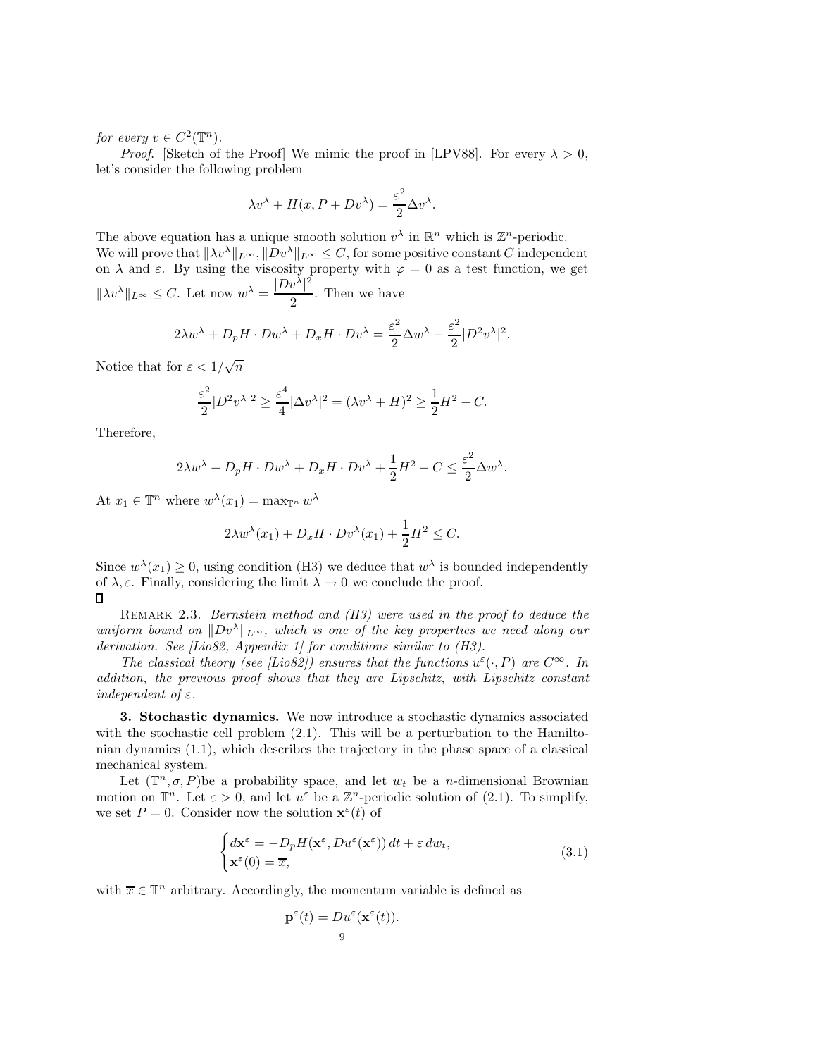*for every* $v \in C^2(\mathbb{T}^n)$.

*Proof.* [Sketch of the Proof] We mimic the proof in [LPV88]. For every $\lambda > 0$, let's consider the following problem

$$\lambda v^\lambda + H(x, P + Dv^\lambda) = \frac{\varepsilon^2}{2}\Delta v^\lambda.$$

The above equation has a unique smooth solution $v^\lambda$ in $\mathbb{R}^n$ which is $\mathbb{Z}^n$-periodic. We will prove that $\|\lambda v^\lambda\|_{L^\infty}, \|Dv^\lambda\|_{L^\infty} \leq C$, for some positive constant $C$ independent on $\lambda$ and $\varepsilon$. By using the viscosity property with $\varphi = 0$ as a test function, we get $\|\lambda v^\lambda\|_{L^\infty} \leq C$. Let now $w^\lambda = \dfrac{|Dv^\lambda|^2}{2}$. Then we have

$$2\lambda w^\lambda + D_pH \cdot Dw^\lambda + D_xH \cdot Dv^\lambda = \frac{\varepsilon^2}{2}\Delta w^\lambda - \frac{\varepsilon^2}{2}|D^2 v^\lambda|^2.$$

Notice that for $\varepsilon < 1/\sqrt{n}$

$$\frac{\varepsilon^2}{2}|D^2 v^\lambda|^2 \geq \frac{\varepsilon^4}{4}|\Delta v^\lambda|^2 = (\lambda v^\lambda + H)^2 \geq \frac{1}{2}H^2 - C.$$

Therefore,

$$2\lambda w^\lambda + D_pH \cdot Dw^\lambda + D_xH \cdot Dv^\lambda + \frac{1}{2}H^2 - C \leq \frac{\varepsilon^2}{2}\Delta w^\lambda.$$

At $x_1 \in \mathbb{T}^n$ where $w^\lambda(x_1) = \max_{\mathbb{T}^n} w^\lambda$

$$2\lambda w^\lambda(x_1) + D_xH \cdot Dv^\lambda(x_1) + \frac{1}{2}H^2 \leq C.$$

Since $w^\lambda(x_1) \geq 0$, using condition (H3) we deduce that $w^\lambda$ is bounded independently of $\lambda, \varepsilon$. Finally, considering the limit $\lambda \to 0$ we conclude the proof. □

Remark 2.3. *Bernstein method and (H3) were used in the proof to deduce the uniform bound on* $\|Dv^\lambda\|_{L^\infty}$*, which is one of the key properties we need along our derivation. See [Lio82, Appendix 1] for conditions similar to (H3).*

*The classical theory (see [Lio82]) ensures that the functions* $u^\varepsilon(\cdot, P)$ *are* $C^\infty$*. In addition, the previous proof shows that they are Lipschitz, with Lipschitz constant independent of* $\varepsilon$*.*

**3. Stochastic dynamics.** We now introduce a stochastic dynamics associated with the stochastic cell problem (2.1). This will be a perturbation to the Hamiltonian dynamics (1.1), which describes the trajectory in the phase space of a classical mechanical system.

Let $(\mathbb{T}^n, \sigma, P)$be a probability space, and let $w_t$ be a $n$-dimensional Brownian motion on $\mathbb{T}^n$. Let $\varepsilon > 0$, and let $u^\varepsilon$ be a $\mathbb{Z}^n$-periodic solution of (2.1). To simplify, we set $P = 0$. Consider now the solution $\mathbf{x}^\varepsilon(t)$ of

$$\begin{cases} d\mathbf{x}^\varepsilon = -D_pH(\mathbf{x}^\varepsilon, Du^\varepsilon(\mathbf{x}^\varepsilon))\,dt + \varepsilon\,dw_t, \\ \mathbf{x}^\varepsilon(0) = \overline{x}, \end{cases} \tag{3.1}$$

with $\overline{x} \in \mathbb{T}^n$ arbitrary. Accordingly, the momentum variable is defined as

$$\mathbf{p}^\varepsilon(t) = Du^\varepsilon(\mathbf{x}^\varepsilon(t)).$$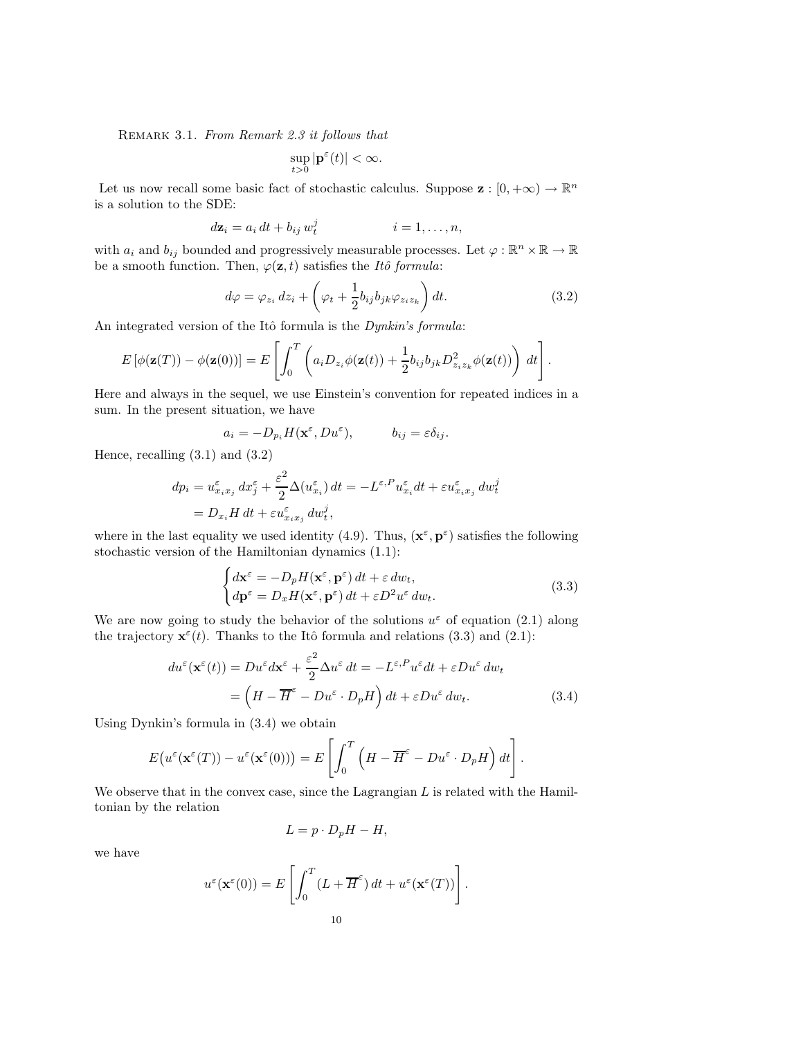Remark 3.1. *From Remark 2.3 it follows that*

$$\sup_{t>0} |\mathbf{p}^\varepsilon(t)| < \infty.$$

Let us now recall some basic fact of stochastic calculus. Suppose $\mathbf{z} : [0, +\infty) \to \mathbb{R}^n$ is a solution to the SDE:

$$d\mathbf{z}_i = a_i\, dt + b_{ij}\, w_t^j \qquad\qquad i = 1, \dots, n,$$

with $a_i$ and $b_{ij}$ bounded and progressively measurable processes. Let $\varphi : \mathbb{R}^n \times \mathbb{R} \to \mathbb{R}$ be a smooth function. Then, $\varphi(\mathbf{z}, t)$ satisfies the *Itô formula*:

$$d\varphi = \varphi_{z_i}\, dz_i + \left(\varphi_t + \frac{1}{2} b_{ij} b_{jk} \varphi_{z_i z_k}\right) dt. \tag{3.2}$$

An integrated version of the Itô formula is the *Dynkin's formula*:

$$E\left[\phi(\mathbf{z}(T)) - \phi(\mathbf{z}(0))\right] = E\left[\int_0^T \left(a_i D_{z_i}\phi(\mathbf{z}(t)) + \frac{1}{2} b_{ij} b_{jk} D^2_{z_i z_k} \phi(\mathbf{z}(t))\right)\, dt\right].$$

Here and always in the sequel, we use Einstein's convention for repeated indices in a sum. In the present situation, we have

$$a_i = -D_{p_i} H(\mathbf{x}^\varepsilon, Du^\varepsilon), \qquad\quad b_{ij} = \varepsilon \delta_{ij}.$$

Hence, recalling (3.1) and (3.2)

$$\begin{aligned}
dp_i &= u^\varepsilon_{x_i x_j}\, dx^\varepsilon_j + \frac{\varepsilon^2}{2} \Delta(u^\varepsilon_{x_i})\, dt = -L^{\varepsilon, P} u^\varepsilon_{x_i} dt + \varepsilon u^\varepsilon_{x_i x_j}\, dw_t^j \\
&= D_{x_i} H\, dt + \varepsilon u^\varepsilon_{x_i x_j}\, dw_t^j,
\end{aligned}$$

where in the last equality we used identity (4.9). Thus, $(\mathbf{x}^\varepsilon, \mathbf{p}^\varepsilon)$ satisfies the following stochastic version of the Hamiltonian dynamics (1.1):

$$\begin{cases} d\mathbf{x}^\varepsilon = -D_p H(\mathbf{x}^\varepsilon, \mathbf{p}^\varepsilon)\, dt + \varepsilon\, dw_t, \\ d\mathbf{p}^\varepsilon = D_x H(\mathbf{x}^\varepsilon, \mathbf{p}^\varepsilon)\, dt + \varepsilon D^2 u^\varepsilon\, dw_t. \end{cases} \tag{3.3}$$

We are now going to study the behavior of the solutions $u^\varepsilon$ of equation (2.1) along the trajectory $\mathbf{x}^\varepsilon(t)$. Thanks to the Itô formula and relations (3.3) and (2.1):

$$\begin{aligned}
du^\varepsilon(\mathbf{x}^\varepsilon(t)) &= Du^\varepsilon d\mathbf{x}^\varepsilon + \frac{\varepsilon^2}{2} \Delta u^\varepsilon\, dt = -L^{\varepsilon, P} u^\varepsilon dt + \varepsilon Du^\varepsilon\, dw_t \\
&= \left(H - \overline{H}^\varepsilon - Du^\varepsilon \cdot D_p H\right) dt + \varepsilon Du^\varepsilon\, dw_t.
\end{aligned} \tag{3.4}$$

Using Dynkin's formula in (3.4) we obtain

$$E\big(u^\varepsilon(\mathbf{x}^\varepsilon(T)) - u^\varepsilon(\mathbf{x}^\varepsilon(0))\big) = E\left[\int_0^T \left(H - \overline{H}^\varepsilon - Du^\varepsilon \cdot D_p H\right) dt\right].$$

We observe that in the convex case, since the Lagrangian $L$ is related with the Hamiltonian by the relation

$$L = p \cdot D_p H - H,$$

we have

$$u^\varepsilon(\mathbf{x}^\varepsilon(0)) = E\left[\int_0^T (L + \overline{H}^\varepsilon)\, dt + u^\varepsilon(\mathbf{x}^\varepsilon(T))\right].$$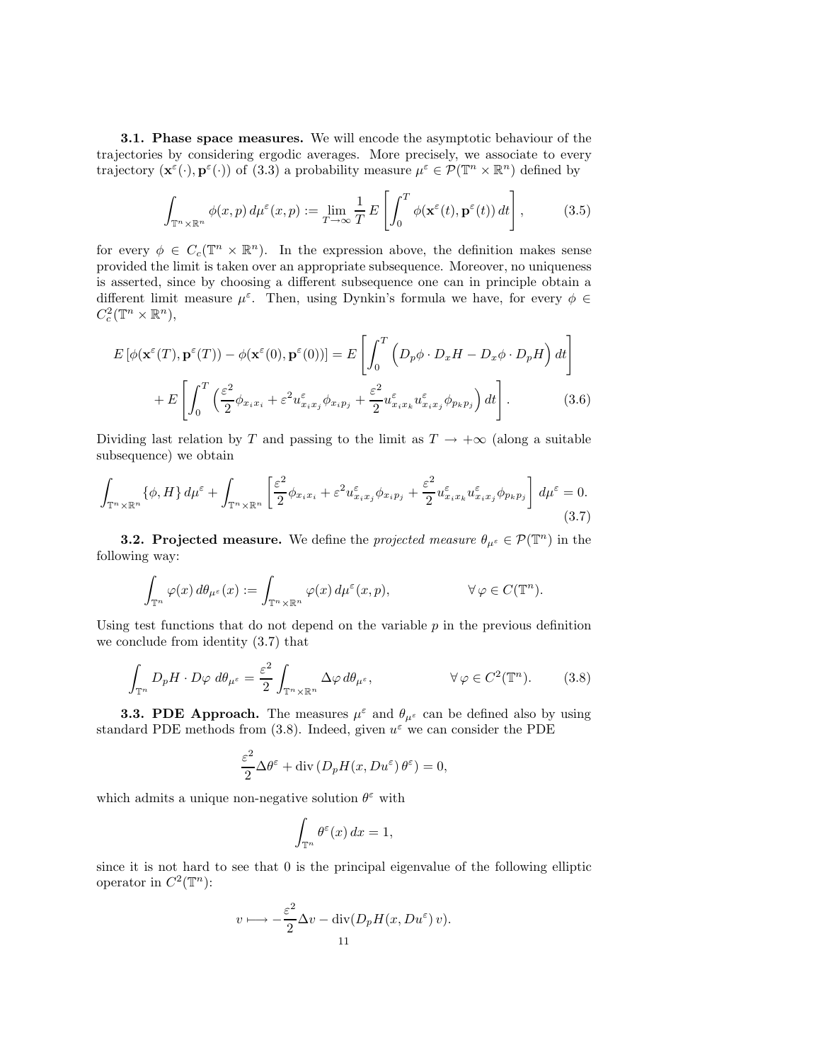**3.1. Phase space measures.** We will encode the asymptotic behaviour of the trajectories by considering ergodic averages. More precisely, we associate to every trajectory $(\mathbf{x}^\varepsilon(\cdot), \mathbf{p}^\varepsilon(\cdot))$ of (3.3) a probability measure $\mu^\varepsilon \in \mathcal{P}(\mathbb{T}^n \times \mathbb{R}^n)$ defined by

$$
\int_{\mathbb{T}^n \times \mathbb{R}^n} \phi(x,p)\, d\mu^\varepsilon(x,p) := \lim_{T \to \infty} \frac{1}{T} E\left[ \int_0^T \phi(\mathbf{x}^\varepsilon(t), \mathbf{p}^\varepsilon(t))\, dt \right], \tag{3.5}
$$

for every $\phi \in C_c(\mathbb{T}^n \times \mathbb{R}^n)$. In the expression above, the definition makes sense provided the limit is taken over an appropriate subsequence. Moreover, no uniqueness is asserted, since by choosing a different subsequence one can in principle obtain a different limit measure $\mu^\varepsilon$. Then, using Dynkin's formula we have, for every $\phi \in C_c^2(\mathbb{T}^n \times \mathbb{R}^n)$,

$$
\begin{aligned}
E\left[\phi(\mathbf{x}^\varepsilon(T), \mathbf{p}^\varepsilon(T)) - \phi(\mathbf{x}^\varepsilon(0), \mathbf{p}^\varepsilon(0))\right] &= E\left[ \int_0^T \Big( D_p\phi \cdot D_x H - D_x \phi \cdot D_p H \Big)\, dt \right] \\
&+ E\left[ \int_0^T \Big( \frac{\varepsilon^2}{2} \phi_{x_i x_i} + \varepsilon^2 u^\varepsilon_{x_i x_j} \phi_{x_i p_j} + \frac{\varepsilon^2}{2} u^\varepsilon_{x_i x_k} u^\varepsilon_{x_i x_j} \phi_{p_k p_j} \Big)\, dt \right].
\end{aligned} \tag{3.6}
$$

Dividing last relation by $T$ and passing to the limit as $T \to +\infty$ (along a suitable subsequence) we obtain

$$
\int_{\mathbb{T}^n \times \mathbb{R}^n} \{\phi, H\}\, d\mu^\varepsilon + \int_{\mathbb{T}^n \times \mathbb{R}^n} \left[ \frac{\varepsilon^2}{2} \phi_{x_i x_i} + \varepsilon^2 u^\varepsilon_{x_i x_j} \phi_{x_i p_j} + \frac{\varepsilon^2}{2} u^\varepsilon_{x_i x_k} u^\varepsilon_{x_i x_j} \phi_{p_k p_j} \right] d\mu^\varepsilon = 0. \tag{3.7}
$$

**3.2. Projected measure.** We define the *projected measure* $\theta_{\mu^\varepsilon} \in \mathcal{P}(\mathbb{T}^n)$ in the following way:

$$
\int_{\mathbb{T}^n} \varphi(x)\, d\theta_{\mu^\varepsilon}(x) := \int_{\mathbb{T}^n \times \mathbb{R}^n} \varphi(x)\, d\mu^\varepsilon(x,p), \qquad \forall\, \varphi \in C(\mathbb{T}^n).
$$

Using test functions that do not depend on the variable $p$ in the previous definition we conclude from identity (3.7) that

$$
\int_{\mathbb{T}^n} D_p H \cdot D\varphi \; d\theta_{\mu^\varepsilon} = \frac{\varepsilon^2}{2} \int_{\mathbb{T}^n \times \mathbb{R}^n} \Delta \varphi \, d\theta_{\mu^\varepsilon}, \qquad \forall\, \varphi \in C^2(\mathbb{T}^n). \tag{3.8}
$$

**3.3. PDE Approach.** The measures $\mu^\varepsilon$ and $\theta_{\mu^\varepsilon}$ can be defined also by using standard PDE methods from (3.8). Indeed, given $u^\varepsilon$ we can consider the PDE

$$
\frac{\varepsilon^2}{2} \Delta \theta^\varepsilon + \operatorname{div}\left( D_p H(x, Du^\varepsilon)\, \theta^\varepsilon \right) = 0,
$$

which admits a unique non-negative solution $\theta^\varepsilon$ with

$$
\int_{\mathbb{T}^n} \theta^\varepsilon(x)\, dx = 1,
$$

since it is not hard to see that 0 is the principal eigenvalue of the following elliptic operator in $C^2(\mathbb{T}^n)$:

$$
v \longmapsto -\frac{\varepsilon^2}{2} \Delta v - \operatorname{div}(D_p H(x, Du^\varepsilon)\, v).
$$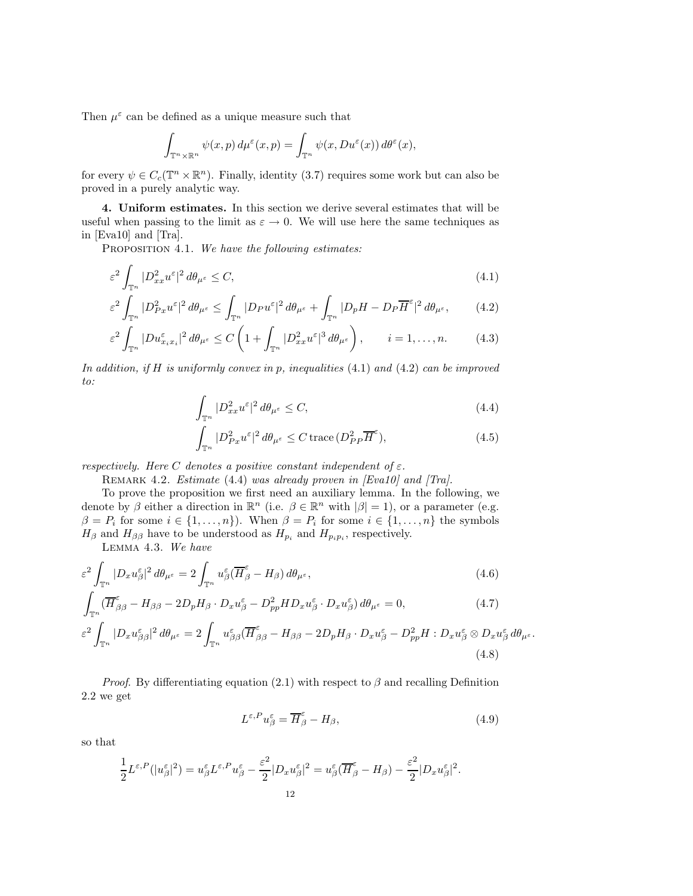Then $\mu^\varepsilon$ can be defined as a unique measure such that

$$\int_{\mathbb{T}^n\times\mathbb{R}^n} \psi(x,p)\,d\mu^\varepsilon(x,p) = \int_{\mathbb{T}^n} \psi(x, Du^\varepsilon(x))\,d\theta^\varepsilon(x),$$

for every $\psi \in C_c(\mathbb{T}^n \times \mathbb{R}^n)$. Finally, identity (3.7) requires some work but can also be proved in a purely analytic way.

**4. Uniform estimates.** In this section we derive several estimates that will be useful when passing to the limit as $\varepsilon \to 0$. We will use here the same techniques as in [Eva10] and [Tra].

PROPOSITION 4.1. *We have the following estimates:*

$$\varepsilon^2 \int_{\mathbb{T}^n} |D^2_{xx}u^\varepsilon|^2\,d\theta_{\mu^\varepsilon} \le C, \tag{4.1}$$

$$\varepsilon^2 \int_{\mathbb{T}^n} |D^2_{Px}u^\varepsilon|^2\,d\theta_{\mu^\varepsilon} \le \int_{\mathbb{T}^n} |D_P u^\varepsilon|^2\,d\theta_{\mu^\varepsilon} + \int_{\mathbb{T}^n} |D_p H - D_P\overline{H}^\varepsilon|^2\,d\theta_{\mu^\varepsilon}, \tag{4.2}$$

$$\varepsilon^2 \int_{\mathbb{T}^n} |Du^\varepsilon_{x_i x_i}|^2\,d\theta_{\mu^\varepsilon} \le C\left(1 + \int_{\mathbb{T}^n} |D^2_{xx}u^\varepsilon|^3\,d\theta_{\mu^\varepsilon}\right), \qquad i = 1,\ldots,n. \tag{4.3}$$

*In addition, if $H$ is uniformly convex in $p$, inequalities* (4.1) *and* (4.2) *can be improved to:*

$$\int_{\mathbb{T}^n} |D^2_{xx}u^\varepsilon|^2\,d\theta_{\mu^\varepsilon} \le C, \tag{4.4}$$

$$\int_{\mathbb{T}^n} |D^2_{Px}u^\varepsilon|^2\,d\theta_{\mu^\varepsilon} \le C\,\mathrm{trace}\,(D^2_{PP}\overline{H}^\varepsilon), \tag{4.5}$$

*respectively. Here $C$ denotes a positive constant independent of $\varepsilon$.*

REMARK 4.2. *Estimate* (4.4) *was already proven in [Eva10] and [Tra].*

To prove the proposition we first need an auxiliary lemma. In the following, we denote by $\beta$ either a direction in $\mathbb{R}^n$ (i.e. $\beta \in \mathbb{R}^n$ with $|\beta| = 1$), or a parameter (e.g. $\beta = P_i$ for some $i \in \{1,\ldots,n\}$). When $\beta = P_i$ for some $i \in \{1,\ldots,n\}$ the symbols $H_\beta$ and $H_{\beta\beta}$ have to be understood as $H_{p_i}$ and $H_{p_i p_i}$, respectively.

LEMMA 4.3. *We have*

$$\varepsilon^2 \int_{\mathbb{T}^n} |D_x u^\varepsilon_\beta|^2\,d\theta_{\mu^\varepsilon} = 2\int_{\mathbb{T}^n} u^\varepsilon_\beta(\overline{H}^\varepsilon_\beta - H_\beta)\,d\theta_{\mu^\varepsilon}, \tag{4.6}$$

$$\int_{\mathbb{T}^n} (\overline{H}^\varepsilon_{\beta\beta} - H_{\beta\beta} - 2D_pH_\beta\cdot D_x u^\varepsilon_\beta - D^2_{pp}HD_xu^\varepsilon_\beta\cdot D_xu^\varepsilon_\beta)\,d\theta_{\mu^\varepsilon} = 0, \tag{4.7}$$

$$\varepsilon^2 \int_{\mathbb{T}^n} |D_x u^\varepsilon_{\beta\beta}|^2\,d\theta_{\mu^\varepsilon} = 2\int_{\mathbb{T}^n} u^\varepsilon_{\beta\beta}(\overline{H}^\varepsilon_{\beta\beta} - H_{\beta\beta} - 2D_pH_\beta\cdot D_xu^\varepsilon_\beta - D^2_{pp}H : D_xu^\varepsilon_\beta \otimes D_xu^\varepsilon_\beta\,d\theta_{\mu^\varepsilon}. \tag{4.8}$$

*Proof.* By differentiating equation (2.1) with respect to $\beta$ and recalling Definition 2.2 we get

$$L^{\varepsilon,P}u^\varepsilon_\beta = \overline{H}^\varepsilon_\beta - H_\beta, \tag{4.9}$$

so that

$$\frac{1}{2}L^{\varepsilon,P}(|u^\varepsilon_\beta|^2) = u^\varepsilon_\beta L^{\varepsilon,P}u^\varepsilon_\beta - \frac{\varepsilon^2}{2}|D_xu^\varepsilon_\beta|^2 = u^\varepsilon_\beta(\overline{H}^\varepsilon_\beta - H_\beta) - \frac{\varepsilon^2}{2}|D_xu^\varepsilon_\beta|^2.$$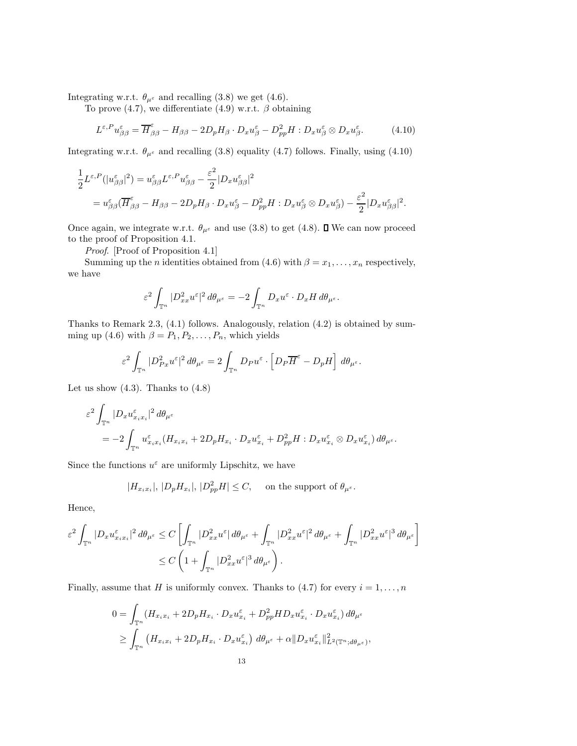Integrating w.r.t. $\theta_{\mu^\varepsilon}$ and recalling (3.8) we get (4.6).

To prove (4.7), we differentiate (4.9) w.r.t. $\beta$ obtaining

$$L^{\varepsilon,P} u^\varepsilon_{\beta\beta} = \overline{H}^\varepsilon_{\beta\beta} - H_{\beta\beta} - 2D_p H_\beta \cdot D_x u^\varepsilon_\beta - D^2_{pp} H : D_x u^\varepsilon_\beta \otimes D_x u^\varepsilon_\beta. \tag{4.10}$$

Integrating w.r.t. $\theta_{\mu^\varepsilon}$ and recalling (3.8) equality (4.7) follows. Finally, using (4.10)

$$\begin{aligned}
\frac{1}{2} L^{\varepsilon,P}(|u^\varepsilon_{\beta\beta}|^2) &= u^\varepsilon_{\beta\beta} L^{\varepsilon,P} u^\varepsilon_{\beta\beta} - \frac{\varepsilon^2}{2}|D_x u^\varepsilon_{\beta\beta}|^2 \\
&= u^\varepsilon_{\beta\beta}(\overline{H}^\varepsilon_{\beta\beta} - H_{\beta\beta} - 2D_p H_\beta \cdot D_x u^\varepsilon_\beta - D^2_{pp} H : D_x u^\varepsilon_\beta \otimes D_x u^\varepsilon_\beta) - \frac{\varepsilon^2}{2}|D_x u^\varepsilon_{\beta\beta}|^2.
\end{aligned}$$

Once again, we integrate w.r.t. $\theta_{\mu^\varepsilon}$ and use (3.8) to get (4.8). ◻ We can now proceed to the proof of Proposition 4.1.

*Proof.* [Proof of Proposition 4.1]

Summing up the $n$ identities obtained from (4.6) with $\beta = x_1, \dots, x_n$ respectively, we have

$$\varepsilon^2 \int_{\mathbb{T}^n} |D^2_{xx} u^\varepsilon|^2 \, d\theta_{\mu^\varepsilon} = -2 \int_{\mathbb{T}^n} D_x u^\varepsilon \cdot D_x H \, d\theta_{\mu^\varepsilon}.$$

Thanks to Remark 2.3, (4.1) follows. Analogously, relation (4.2) is obtained by summing up (4.6) with $\beta = P_1, P_2, \dots, P_n$, which yields

$$\varepsilon^2 \int_{\mathbb{T}^n} |D^2_{Px} u^\varepsilon|^2 \, d\theta_{\mu^\varepsilon} = 2 \int_{\mathbb{T}^n} D_P u^\varepsilon \cdot \left[ D_P \overline{H}^\varepsilon - D_p H \right] \, d\theta_{\mu^\varepsilon}.$$

Let us show (4.3). Thanks to (4.8)

$$\begin{aligned}
&\varepsilon^2 \int_{\mathbb{T}^n} |D_x u^\varepsilon_{x_i x_i}|^2 \, d\theta_{\mu^\varepsilon} \\
&\quad = -2 \int_{\mathbb{T}^n} u^\varepsilon_{x_i x_i} (H_{x_i x_i} + 2 D_p H_{x_i} \cdot D_x u^\varepsilon_{x_i} + D^2_{pp} H : D_x u^\varepsilon_{x_i} \otimes D_x u^\varepsilon_{x_i}) \, d\theta_{\mu^\varepsilon}.
\end{aligned}$$

Since the functions $u^\varepsilon$ are uniformly Lipschitz, we have

$$|H_{x_i x_i}|, \, |D_p H_{x_i}|, \, |D^2_{pp} H| \le C, \qquad \text{on the support of } \theta_{\mu^\varepsilon}.$$

Hence,

$$\begin{aligned}
\varepsilon^2 \int_{\mathbb{T}^n} |D_x u^\varepsilon_{x_i x_i}|^2 \, d\theta_{\mu^\varepsilon} &\le C \left[ \int_{\mathbb{T}^n} |D^2_{xx} u^\varepsilon| \, d\theta_{\mu^\varepsilon} + \int_{\mathbb{T}^n} |D^2_{xx} u^\varepsilon|^2 \, d\theta_{\mu^\varepsilon} + \int_{\mathbb{T}^n} |D^2_{xx} u^\varepsilon|^3 \, d\theta_{\mu^\varepsilon} \right] \\
&\le C \left( 1 + \int_{\mathbb{T}^n} |D^2_{xx} u^\varepsilon|^3 \, d\theta_{\mu^\varepsilon} \right).
\end{aligned}$$

Finally, assume that $H$ is uniformly convex. Thanks to (4.7) for every $i = 1, \dots, n$

$$\begin{aligned}
0 &= \int_{\mathbb{T}^n} (H_{x_i x_i} + 2 D_p H_{x_i} \cdot D_x u^\varepsilon_{x_i} + D^2_{pp} H D_x u^\varepsilon_{x_i} \cdot D_x u^\varepsilon_{x_i}) \, d\theta_{\mu^\varepsilon} \\
&\ge \int_{\mathbb{T}^n} \left( H_{x_i x_i} + 2 D_p H_{x_i} \cdot D_x u^\varepsilon_{x_i} \right) \, d\theta_{\mu^\varepsilon} + \alpha \| D_x u^\varepsilon_{x_i} \|^2_{L^2(\mathbb{T}^n; d\theta_{\mu^\varepsilon})},
\end{aligned}$$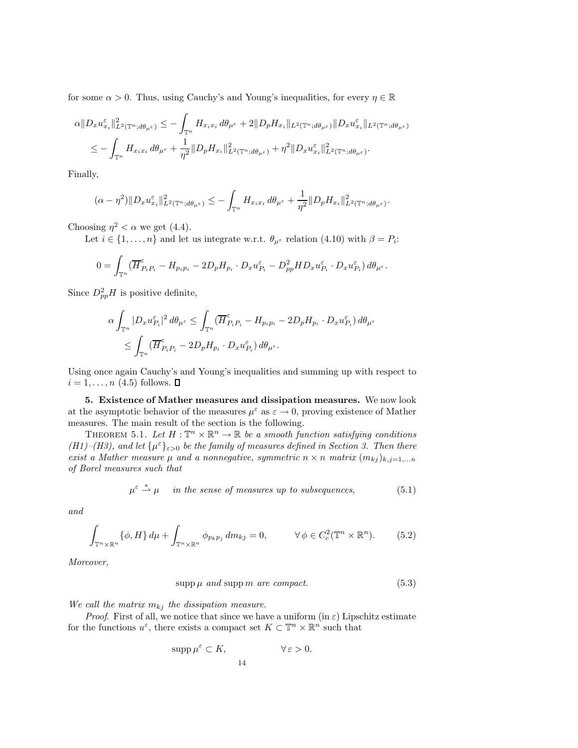for some $\alpha > 0$. Thus, using Cauchy's and Young's inequalities, for every $\eta \in \mathbb{R}$

$$
\begin{aligned}
\alpha \|D_x u^\varepsilon_{x_i}\|^2_{L^2(\mathbb{T}^n; d\theta_{\mu^\varepsilon})} &\leq -\int_{\mathbb{T}^n} H_{x_i x_i}\, d\theta_{\mu^\varepsilon} + 2\|D_p H_{x_i}\|_{L^2(\mathbb{T}^n; d\theta_{\mu^\varepsilon})} \|D_x u^\varepsilon_{x_i}\|_{L^2(\mathbb{T}^n; d\theta_{\mu^\varepsilon})} \\
&\leq -\int_{\mathbb{T}^n} H_{x_i x_i}\, d\theta_{\mu^\varepsilon} + \frac{1}{\eta^2}\|D_p H_{x_i}\|^2_{L^2(\mathbb{T}^n; d\theta_{\mu^\varepsilon})} + \eta^2 \|D_x u^\varepsilon_{x_i}\|^2_{L^2(\mathbb{T}^n; d\theta_{\mu^\varepsilon})}.
\end{aligned}
$$

Finally,

$$
(\alpha - \eta^2)\|D_x u^\varepsilon_{x_i}\|^2_{L^2(\mathbb{T}^n; d\theta_{\mu^\varepsilon})} \leq -\int_{\mathbb{T}^n} H_{x_i x_i}\, d\theta_{\mu^\varepsilon} + \frac{1}{\eta^2}\|D_p H_{x_i}\|^2_{L^2(\mathbb{T}^n; d\theta_{\mu^\varepsilon})}.
$$

Choosing $\eta^2 < \alpha$ we get (4.4).

Let $i \in \{1, \dots, n\}$ and let us integrate w.r.t. $\theta_{\mu^\varepsilon}$ relation (4.10) with $\beta = P_i$:

$$
0 = \int_{\mathbb{T}^n} (\overline{H}^\varepsilon_{P_i P_i} - H_{p_i p_i} - 2 D_p H_{p_i} \cdot D_x u^\varepsilon_{P_i} - D^2_{pp} H D_x u^\varepsilon_{P_i} \cdot D_x u^\varepsilon_{P_i})\, d\theta_{\mu^\varepsilon}.
$$

Since $D^2_{pp} H$ is positive definite,

$$
\begin{aligned}
\alpha \int_{\mathbb{T}^n} |D_x u^\varepsilon_{P_i}|^2\, d\theta_{\mu^\varepsilon} &\leq \int_{\mathbb{T}^n} (\overline{H}^\varepsilon_{P_i P_i} - H_{p_i p_i} - 2 D_p H_{p_i} \cdot D_x u^\varepsilon_{P_i})\, d\theta_{\mu^\varepsilon} \\
&\leq \int_{\mathbb{T}^n} (\overline{H}^\varepsilon_{P_i P_i} - 2 D_p H_{p_i} \cdot D_x u^\varepsilon_{P_i})\, d\theta_{\mu^\varepsilon}.
\end{aligned}
$$

Using once again Cauchy's and Young's inequalities and summing up with respect to $i = 1, \dots, n$ (4.5) follows. ∎

**5. Existence of Mather measures and dissipation measures.** We now look at the asymptotic behavior of the measures $\mu^\varepsilon$ as $\varepsilon \to 0$, proving existence of Mather measures. The main result of the section is the following.

THEOREM 5.1. *Let $H : \mathbb{T}^n \times \mathbb{R}^n \to \mathbb{R}$ be a smooth function satisfying conditions (H1)–(H3), and let $\{\mu^\varepsilon\}_{\varepsilon > 0}$ be the family of measures defined in Section 3. Then there exist a Mather measure $\mu$ and a nonnegative, symmetric $n \times n$ matrix $(m_{kj})_{k,j=1,\dots n}$ of Borel measures such that*

$$
\mu^\varepsilon \overset{*}{\rightharpoonup} \mu \quad \text{in the sense of measures up to subsequences,} \tag{5.1}
$$

*and*

$$
\int_{\mathbb{T}^n \times \mathbb{R}^n} \{\phi, H\}\, d\mu + \int_{\mathbb{T}^n \times \mathbb{R}^n} \phi_{p_k p_j}\, dm_{kj} = 0, \qquad \forall\, \phi \in C^2_c(\mathbb{T}^n \times \mathbb{R}^n). \tag{5.2}
$$

*Moreover,*

$$
\operatorname{supp} \mu \text{ and } \operatorname{supp} m \text{ are compact.} \tag{5.3}
$$

*We call the matrix $m_{kj}$ the dissipation measure.*

*Proof.* First of all, we notice that since we have a uniform (in $\varepsilon$) Lipschitz estimate for the functions $u^\varepsilon$, there exists a compact set $K \subset \mathbb{T}^n \times \mathbb{R}^n$ such that

$$
\operatorname{supp} \mu^\varepsilon \subset K, \qquad \forall\, \varepsilon > 0.
$$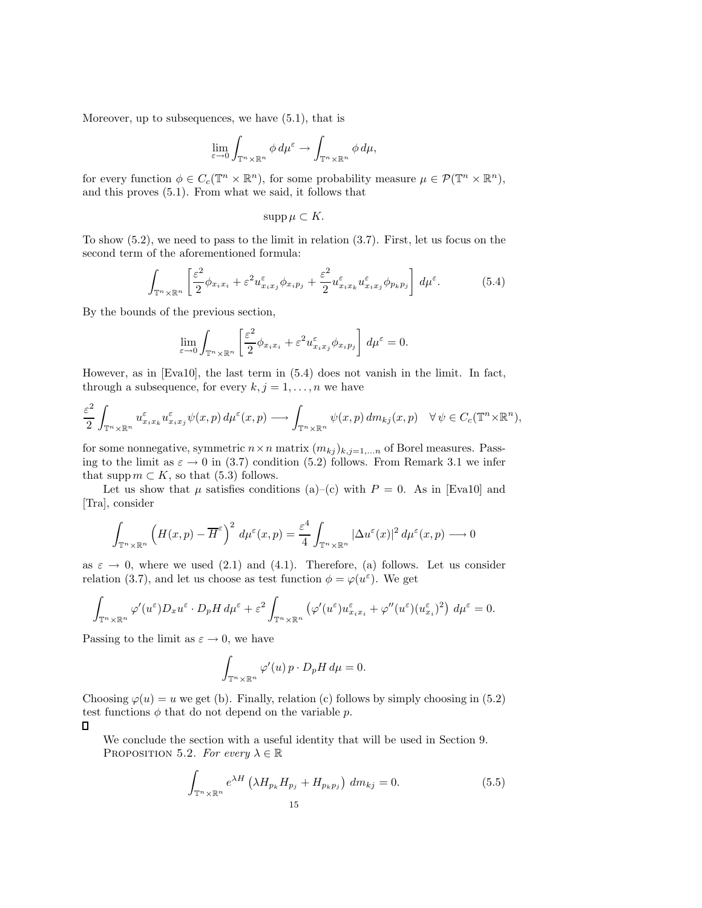Moreover, up to subsequences, we have (5.1), that is

$$\lim_{\varepsilon\to 0}\int_{\mathbb{T}^n\times\mathbb{R}^n}\phi\, d\mu^\varepsilon \to \int_{\mathbb{T}^n\times\mathbb{R}^n}\phi\, d\mu,$$

for every function $\phi\in C_c(\mathbb{T}^n\times\mathbb{R}^n)$, for some probability measure $\mu\in\mathcal{P}(\mathbb{T}^n\times\mathbb{R}^n)$, and this proves (5.1). From what we said, it follows that

$$\operatorname{supp}\mu\subset K.$$

To show (5.2), we need to pass to the limit in relation (3.7). First, let us focus on the second term of the aforementioned formula:

$$\int_{\mathbb{T}^n\times\mathbb{R}^n}\left[\frac{\varepsilon^2}{2}\phi_{x_ix_i}+\varepsilon^2 u^\varepsilon_{x_ix_j}\phi_{x_ip_j}+\frac{\varepsilon^2}{2}u^\varepsilon_{x_ix_k}u^\varepsilon_{x_ix_j}\phi_{p_kp_j}\right]\,d\mu^\varepsilon. \tag{5.4}$$

By the bounds of the previous section,

$$\lim_{\varepsilon\to 0}\int_{\mathbb{T}^n\times\mathbb{R}^n}\left[\frac{\varepsilon^2}{2}\phi_{x_ix_i}+\varepsilon^2 u^\varepsilon_{x_ix_j}\phi_{x_ip_j}\right]\,d\mu^\varepsilon=0.$$

However, as in [Eva10], the last term in (5.4) does not vanish in the limit. In fact, through a subsequence, for every $k,j=1,\dots,n$ we have

$$\frac{\varepsilon^2}{2}\int_{\mathbb{T}^n\times\mathbb{R}^n}u^\varepsilon_{x_ix_k}u^\varepsilon_{x_ix_j}\psi(x,p)\,d\mu^\varepsilon(x,p)\longrightarrow\int_{\mathbb{T}^n\times\mathbb{R}^n}\psi(x,p)\,dm_{kj}(x,p)\quad\forall\,\psi\in C_c(\mathbb{T}^n\times\mathbb{R}^n),$$

for some nonnegative, symmetric $n\times n$ matrix $(m_{kj})_{k,j=1,\dots n}$ of Borel measures. Passing to the limit as $\varepsilon\to 0$ in (3.7) condition (5.2) follows. From Remark 3.1 we infer that $\operatorname{supp} m\subset K$, so that (5.3) follows.

Let us show that $\mu$ satisfies conditions (a)–(c) with $P=0$. As in [Eva10] and [Tra], consider

$$\int_{\mathbb{T}^n\times\mathbb{R}^n}\left(H(x,p)-\overline{H}^\varepsilon\right)^2\,d\mu^\varepsilon(x,p)=\frac{\varepsilon^4}{4}\int_{\mathbb{T}^n\times\mathbb{R}^n}|\Delta u^\varepsilon(x)|^2\,d\mu^\varepsilon(x,p)\longrightarrow 0$$

as $\varepsilon\to 0$, where we used (2.1) and (4.1). Therefore, (a) follows. Let us consider relation (3.7), and let us choose as test function $\phi=\varphi(u^\varepsilon)$. We get

$$\int_{\mathbb{T}^n\times\mathbb{R}^n}\varphi'(u^\varepsilon)D_xu^\varepsilon\cdot D_pH\,d\mu^\varepsilon+\varepsilon^2\int_{\mathbb{T}^n\times\mathbb{R}^n}\left(\varphi'(u^\varepsilon)u^\varepsilon_{x_ix_i}+\varphi''(u^\varepsilon)(u^\varepsilon_{x_i})^2\right)\,d\mu^\varepsilon=0.$$

Passing to the limit as $\varepsilon\to 0$, we have

$$\int_{\mathbb{T}^n\times\mathbb{R}^n}\varphi'(u)\,p\cdot D_pH\,d\mu=0.$$

Choosing $\varphi(u)=u$ we get (b). Finally, relation (c) follows simply choosing in (5.2) test functions $\phi$ that do not depend on the variable $p$.
□

We conclude the section with a useful identity that will be used in Section 9.

Proposition 5.2. *For every* $\lambda\in\mathbb{R}$

$$\int_{\mathbb{T}^n\times\mathbb{R}^n}e^{\lambda H}\left(\lambda H_{p_k}H_{p_j}+H_{p_kp_j}\right)\,dm_{kj}=0. \tag{5.5}$$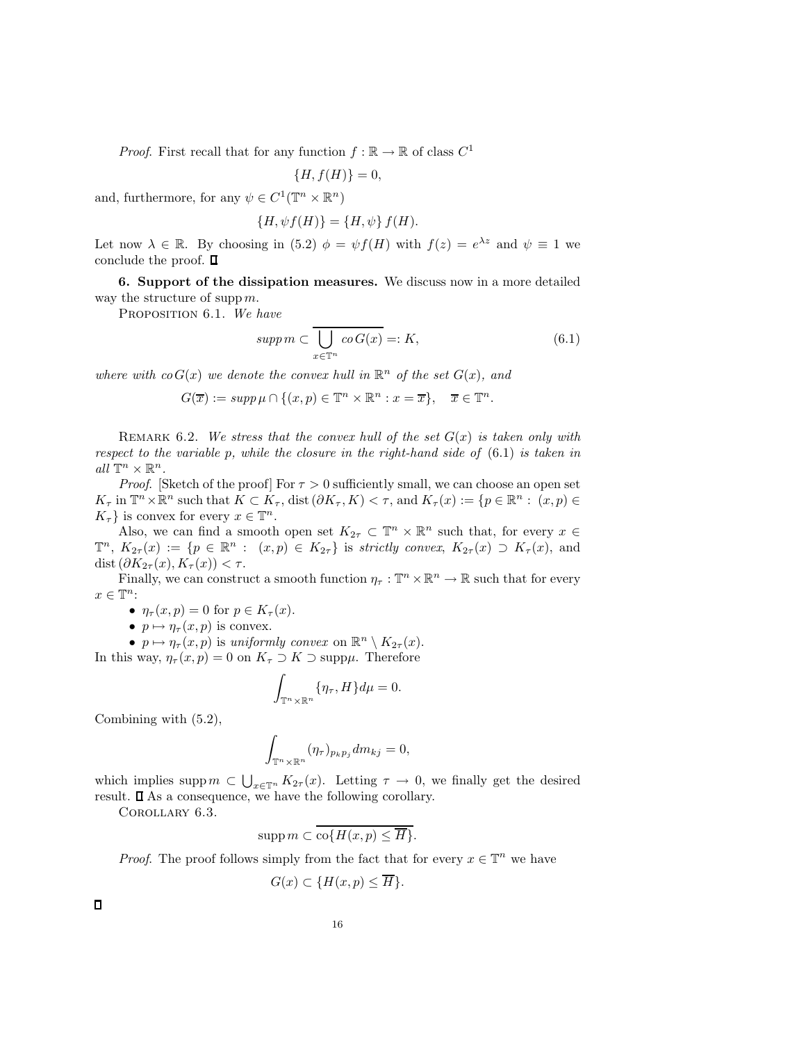*Proof.* First recall that for any function $f : \mathbb{R} \to \mathbb{R}$ of class $C^1$

$$\{H, f(H)\} = 0,$$

and, furthermore, for any $\psi \in C^1(\mathbb{T}^n \times \mathbb{R}^n)$

$$\{H, \psi f(H)\} = \{H, \psi\} f(H).$$

Let now $\lambda \in \mathbb{R}$. By choosing in (5.2) $\phi = \psi f(H)$ with $f(z) = e^{\lambda z}$ and $\psi \equiv 1$ we conclude the proof. ∎

**6. Support of the dissipation measures.** We discuss now in a more detailed way the structure of $\operatorname{supp} m$.

PROPOSITION 6.1. *We have*

$$supp\, m \subset \overline{\bigcup_{x \in \mathbb{T}^n} co\, G(x)} =: K, \tag{6.1}$$

*where with $co\, G(x)$ we denote the convex hull in $\mathbb{R}^n$ of the set $G(x)$, and*

$$G(\overline{x}) := supp\, \mu \cap \{(x,p) \in \mathbb{T}^n \times \mathbb{R}^n : x = \overline{x}\}, \quad \overline{x} \in \mathbb{T}^n.$$

REMARK 6.2. *We stress that the convex hull of the set $G(x)$ is taken only with respect to the variable $p$, while the closure in the right-hand side of* (6.1) *is taken in all $\mathbb{T}^n \times \mathbb{R}^n$.*

*Proof.* [Sketch of the proof] For $\tau > 0$ sufficiently small, we can choose an open set $K_\tau$ in $\mathbb{T}^n \times \mathbb{R}^n$ such that $K \subset K_\tau$, $\operatorname{dist}(\partial K_\tau, K) < \tau$, and $K_\tau(x) := \{p \in \mathbb{R}^n : (x,p) \in K_\tau\}$ is convex for every $x \in \mathbb{T}^n$.

Also, we can find a smooth open set $K_{2\tau} \subset \mathbb{T}^n \times \mathbb{R}^n$ such that, for every $x \in \mathbb{T}^n$, $K_{2\tau}(x) := \{p \in \mathbb{R}^n : (x,p) \in K_{2\tau}\}$ is *strictly convex*, $K_{2\tau}(x) \supset K_\tau(x)$, and $\operatorname{dist}(\partial K_{2\tau}(x), K_\tau(x)) < \tau$.

Finally, we can construct a smooth function $\eta_\tau : \mathbb{T}^n \times \mathbb{R}^n \to \mathbb{R}$ such that for every $x \in \mathbb{T}^n$:

- $\eta_\tau(x,p) = 0$ for $p \in K_\tau(x)$.
- $p \mapsto \eta_\tau(x,p)$ is convex.
- $p \mapsto \eta_\tau(x,p)$ is *uniformly convex* on $\mathbb{R}^n \setminus K_{2\tau}(x)$.

In this way, $\eta_\tau(x,p) = 0$ on $K_\tau \supset K \supset \operatorname{supp}\mu$. Therefore

$$\int_{\mathbb{T}^n \times \mathbb{R}^n} \{\eta_\tau, H\} d\mu = 0.$$

Combining with (5.2),

$$\int_{\mathbb{T}^n \times \mathbb{R}^n} (\eta_\tau)_{p_k p_j} dm_{kj} = 0,$$

which implies $\operatorname{supp} m \subset \bigcup_{x \in \mathbb{T}^n} K_{2\tau}(x)$. Letting $\tau \to 0$, we finally get the desired result. ∎ As a consequence, we have the following corollary.

COROLLARY 6.3.

$$\operatorname{supp} m \subset \overline{\operatorname{co}\{H(x,p) \le \overline{H}\}}.$$

*Proof.* The proof follows simply from the fact that for every $x \in \mathbb{T}^n$ we have

$$G(x) \subset \{H(x,p) \le \overline{H}\}.$$

∎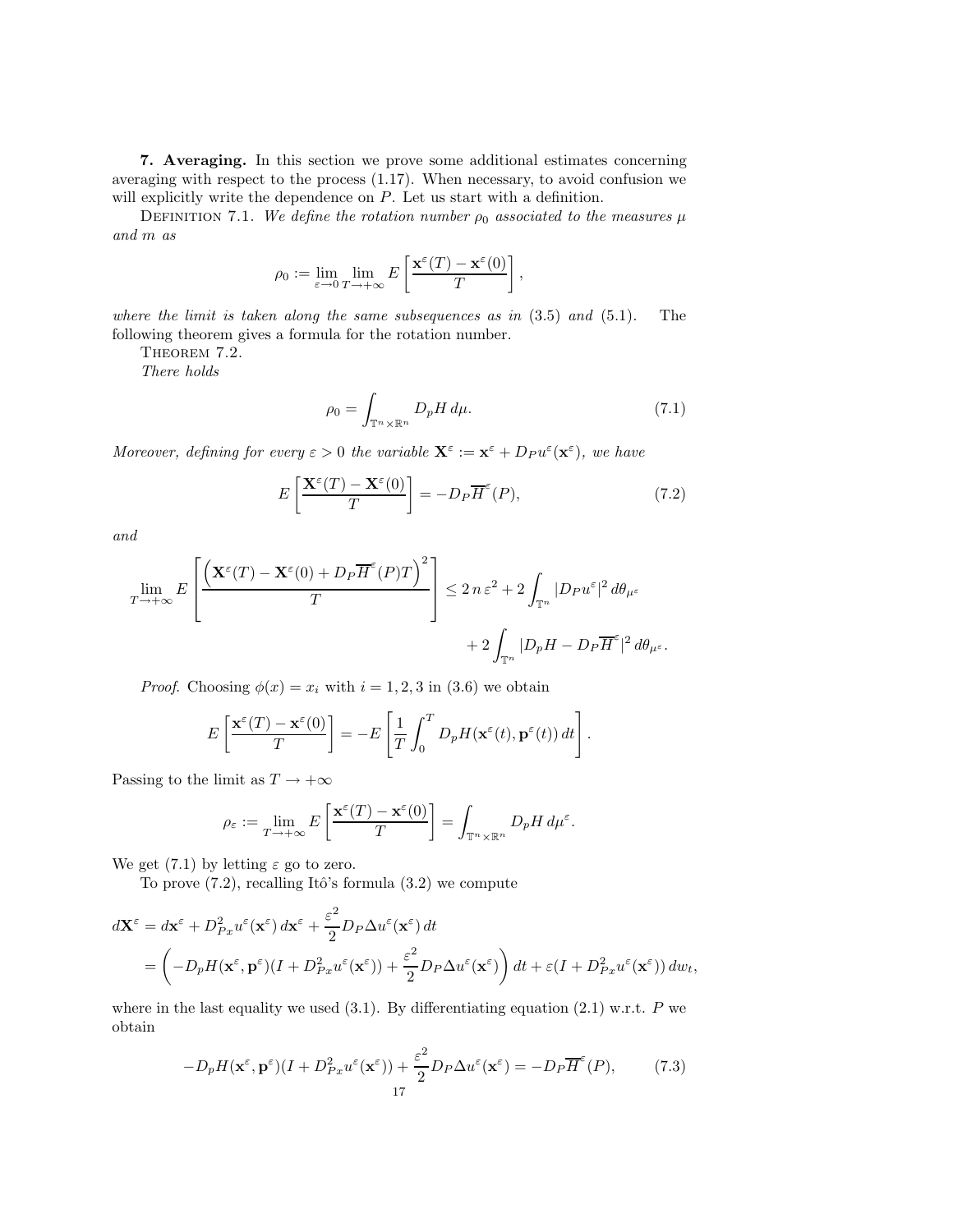**7. Averaging.** In this section we prove some additional estimates concerning averaging with respect to the process (1.17). When necessary, to avoid confusion we will explicitly write the dependence on $P$. Let us start with a definition.

Definition 7.1. *We define the rotation number $\rho_0$ associated to the measures $\mu$ and $m$ as*

$$\rho_0 := \lim_{\varepsilon\to 0}\lim_{T\to+\infty} E\left[\frac{\mathbf{x}^\varepsilon(T)-\mathbf{x}^\varepsilon(0)}{T}\right],$$

*where the limit is taken along the same subsequences as in* (3.5) *and* (5.1). The following theorem gives a formula for the rotation number.

Theorem 7.2.
*There holds*

$$\rho_0 = \int_{\mathbb{T}^n\times\mathbb{R}^n} D_pH\,d\mu. \tag{7.1}$$

*Moreover, defining for every $\varepsilon>0$ the variable $\mathbf{X}^\varepsilon := \mathbf{x}^\varepsilon + D_P u^\varepsilon(\mathbf{x}^\varepsilon)$, we have*

$$E\left[\frac{\mathbf{X}^\varepsilon(T)-\mathbf{X}^\varepsilon(0)}{T}\right] = -D_P\overline{H}^\varepsilon(P), \tag{7.2}$$

*and*

$$\lim_{T\to+\infty} E\left[\frac{\left(\mathbf{X}^\varepsilon(T)-\mathbf{X}^\varepsilon(0)+D_P\overline{H}^\varepsilon(P)T\right)^2}{T}\right] \le 2\,n\,\varepsilon^2 + 2\int_{\mathbb{T}^n}|D_Pu^\varepsilon|^2\,d\theta_{\mu^\varepsilon}$$
$$+\,2\int_{\mathbb{T}^n}|D_pH - D_P\overline{H}^\varepsilon|^2\,d\theta_{\mu^\varepsilon}.$$

*Proof.* Choosing $\phi(x)=x_i$ with $i=1,2,3$ in (3.6) we obtain

$$E\left[\frac{\mathbf{x}^\varepsilon(T)-\mathbf{x}^\varepsilon(0)}{T}\right] = -E\left[\frac{1}{T}\int_0^T D_pH(\mathbf{x}^\varepsilon(t),\mathbf{p}^\varepsilon(t))\,dt\right].$$

Passing to the limit as $T\to+\infty$

$$\rho_\varepsilon := \lim_{T\to+\infty} E\left[\frac{\mathbf{x}^\varepsilon(T)-\mathbf{x}^\varepsilon(0)}{T}\right] = \int_{\mathbb{T}^n\times\mathbb{R}^n} D_pH\,d\mu^\varepsilon.$$

We get (7.1) by letting $\varepsilon$ go to zero.

To prove (7.2), recalling Itô's formula (3.2) we compute

$$\begin{aligned}
d\mathbf{X}^\varepsilon &= d\mathbf{x}^\varepsilon + D^2_{Px}u^\varepsilon(\mathbf{x}^\varepsilon)\,d\mathbf{x}^\varepsilon + \frac{\varepsilon^2}{2}D_P\Delta u^\varepsilon(\mathbf{x}^\varepsilon)\,dt\\
&= \left(-D_pH(\mathbf{x}^\varepsilon,\mathbf{p}^\varepsilon)(I+D^2_{Px}u^\varepsilon(\mathbf{x}^\varepsilon)) + \frac{\varepsilon^2}{2}D_P\Delta u^\varepsilon(\mathbf{x}^\varepsilon)\right)dt + \varepsilon(I+D^2_{Px}u^\varepsilon(\mathbf{x}^\varepsilon))\,dw_t,
\end{aligned}$$

where in the last equality we used (3.1). By differentiating equation (2.1) w.r.t. $P$ we obtain

$$-D_pH(\mathbf{x}^\varepsilon,\mathbf{p}^\varepsilon)(I+D^2_{Px}u^\varepsilon(\mathbf{x}^\varepsilon)) + \frac{\varepsilon^2}{2}D_P\Delta u^\varepsilon(\mathbf{x}^\varepsilon) = -D_P\overline{H}^\varepsilon(P), \tag{7.3}$$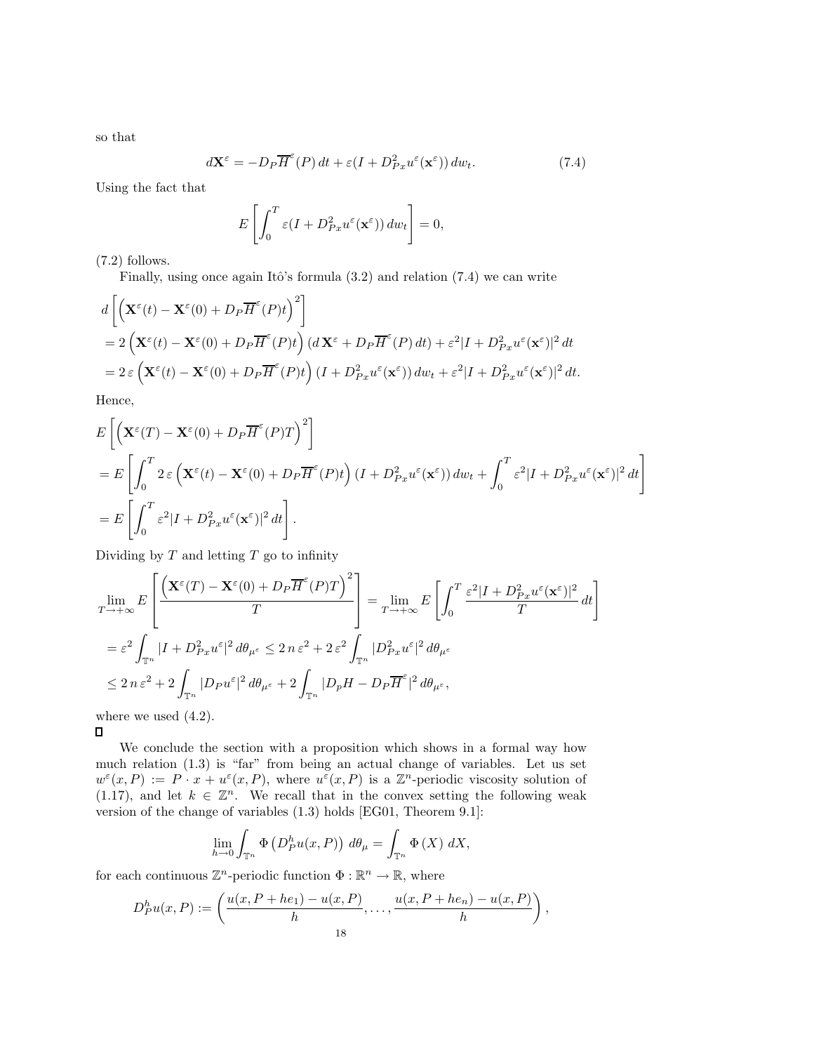so that

$$d\mathbf{X}^\varepsilon = -D_P\overline{H}^\varepsilon(P)\,dt + \varepsilon(I + D^2_{Px}u^\varepsilon(\mathbf{x}^\varepsilon))\,dw_t. \tag{7.4}$$

Using the fact that

$$E\left[\int_0^T \varepsilon(I + D^2_{Px}u^\varepsilon(\mathbf{x}^\varepsilon))\,dw_t\right] = 0,$$

(7.2) follows.

Finally, using once again Itô's formula (3.2) and relation (7.4) we can write

$$\begin{aligned}
&d\left[\left(\mathbf{X}^\varepsilon(t) - \mathbf{X}^\varepsilon(0) + D_P\overline{H}^\varepsilon(P)t\right)^2\right] \\
&= 2\left(\mathbf{X}^\varepsilon(t) - \mathbf{X}^\varepsilon(0) + D_P\overline{H}^\varepsilon(P)t\right)\left(d\,\mathbf{X}^\varepsilon + D_P\overline{H}^\varepsilon(P)\,dt\right) + \varepsilon^2|I + D^2_{Px}u^\varepsilon(\mathbf{x}^\varepsilon)|^2\,dt \\
&= 2\,\varepsilon\left(\mathbf{X}^\varepsilon(t) - \mathbf{X}^\varepsilon(0) + D_P\overline{H}^\varepsilon(P)t\right)(I + D^2_{Px}u^\varepsilon(\mathbf{x}^\varepsilon))\,dw_t + \varepsilon^2|I + D^2_{Px}u^\varepsilon(\mathbf{x}^\varepsilon)|^2\,dt.
\end{aligned}$$

Hence,

$$\begin{aligned}
&E\left[\left(\mathbf{X}^\varepsilon(T) - \mathbf{X}^\varepsilon(0) + D_P\overline{H}^\varepsilon(P)T\right)^2\right] \\
&= E\left[\int_0^T 2\,\varepsilon\left(\mathbf{X}^\varepsilon(t) - \mathbf{X}^\varepsilon(0) + D_P\overline{H}^\varepsilon(P)t\right)(I + D^2_{Px}u^\varepsilon(\mathbf{x}^\varepsilon))\,dw_t + \int_0^T \varepsilon^2|I + D^2_{Px}u^\varepsilon(\mathbf{x}^\varepsilon)|^2\,dt\right] \\
&= E\left[\int_0^T \varepsilon^2|I + D^2_{Px}u^\varepsilon(\mathbf{x}^\varepsilon)|^2\,dt\right].
\end{aligned}$$

Dividing by $T$ and letting $T$ go to infinity

$$\begin{aligned}
&\lim_{T\to+\infty} E\left[\frac{\left(\mathbf{X}^\varepsilon(T) - \mathbf{X}^\varepsilon(0) + D_P\overline{H}^\varepsilon(P)T\right)^2}{T}\right] = \lim_{T\to+\infty} E\left[\int_0^T \frac{\varepsilon^2|I + D^2_{Px}u^\varepsilon(\mathbf{x}^\varepsilon)|^2}{T}\,dt\right] \\
&= \varepsilon^2\int_{\mathbb{T}^n} |I + D^2_{Px}u^\varepsilon|^2\,d\theta_{\mu^\varepsilon} \le 2\,n\,\varepsilon^2 + 2\,\varepsilon^2\int_{\mathbb{T}^n} |D^2_{Px}u^\varepsilon|^2\,d\theta_{\mu^\varepsilon} \\
&\le 2\,n\,\varepsilon^2 + 2\int_{\mathbb{T}^n} |D_Pu^\varepsilon|^2\,d\theta_{\mu^\varepsilon} + 2\int_{\mathbb{T}^n} |D_pH - D_P\overline{H}^\varepsilon|^2\,d\theta_{\mu^\varepsilon},
\end{aligned}$$

where we used (4.2).

□

We conclude the section with a proposition which shows in a formal way how much relation (1.3) is "far" from being an actual change of variables. Let us set $w^\varepsilon(x, P) := P\cdot x + u^\varepsilon(x, P)$, where $u^\varepsilon(x, P)$ is a $\mathbb{Z}^n$-periodic viscosity solution of (1.17), and let $k \in \mathbb{Z}^n$. We recall that in the convex setting the following weak version of the change of variables (1.3) holds [EG01, Theorem 9.1]:

$$\lim_{h\to 0}\int_{\mathbb{T}^n} \Phi\left(D^h_Pu(x, P)\right)\,d\theta_\mu = \int_{\mathbb{T}^n} \Phi\left(X\right)\,dX,$$

for each continuous $\mathbb{Z}^n$-periodic function $\Phi : \mathbb{R}^n \to \mathbb{R}$, where

$$D^h_Pu(x, P) := \left(\frac{u(x, P + he_1) - u(x, P)}{h}, \ldots, \frac{u(x, P + he_n) - u(x, P)}{h}\right),$$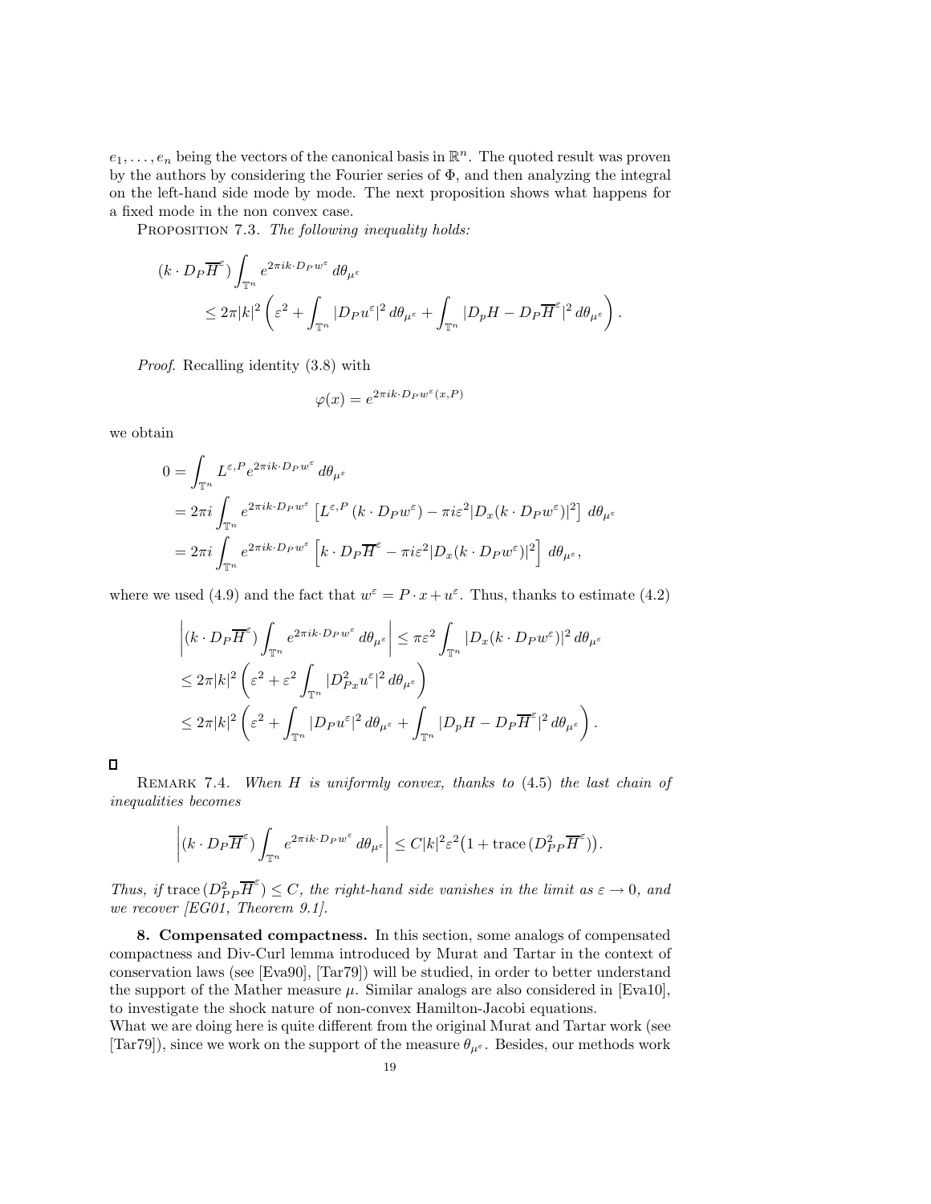$e_1, \ldots, e_n$ being the vectors of the canonical basis in $\mathbb{R}^n$. The quoted result was proven by the authors by considering the Fourier series of $\Phi$, and then analyzing the integral on the left-hand side mode by mode. The next proposition shows what happens for a fixed mode in the non convex case.

PROPOSITION 7.3. *The following inequality holds:*

$$
\begin{aligned}
&(k \cdot D_P \overline{H}^\varepsilon) \int_{\mathbb{T}^n} e^{2\pi i k \cdot D_P w^\varepsilon} \, d\theta_{\mu^\varepsilon} \\
&\qquad \le 2\pi |k|^2 \left( \varepsilon^2 + \int_{\mathbb{T}^n} |D_P u^\varepsilon|^2 \, d\theta_{\mu^\varepsilon} + \int_{\mathbb{T}^n} |D_p H - D_P \overline{H}^\varepsilon|^2 \, d\theta_{\mu^\varepsilon} \right).
\end{aligned}
$$

*Proof.* Recalling identity (3.8) with

$$
\varphi(x) = e^{2\pi i k \cdot D_P w^\varepsilon(x,P)}
$$

we obtain

$$
\begin{aligned}
0 &= \int_{\mathbb{T}^n} L^{\varepsilon,P} e^{2\pi i k \cdot D_P w^\varepsilon} \, d\theta_{\mu^\varepsilon} \\
&= 2\pi i \int_{\mathbb{T}^n} e^{2\pi i k \cdot D_P w^\varepsilon} \left[ L^{\varepsilon,P} \left( k \cdot D_P w^\varepsilon \right) - \pi i \varepsilon^2 |D_x (k \cdot D_P w^\varepsilon)|^2 \right] \, d\theta_{\mu^\varepsilon} \\
&= 2\pi i \int_{\mathbb{T}^n} e^{2\pi i k \cdot D_P w^\varepsilon} \left[ k \cdot D_P \overline{H}^\varepsilon - \pi i \varepsilon^2 |D_x (k \cdot D_P w^\varepsilon)|^2 \right] \, d\theta_{\mu^\varepsilon},
\end{aligned}
$$

where we used (4.9) and the fact that $w^\varepsilon = P \cdot x + u^\varepsilon$. Thus, thanks to estimate (4.2)

$$
\begin{aligned}
&\left| (k \cdot D_P \overline{H}^\varepsilon) \int_{\mathbb{T}^n} e^{2\pi i k \cdot D_P w^\varepsilon} \, d\theta_{\mu^\varepsilon} \right| \le \pi \varepsilon^2 \int_{\mathbb{T}^n} |D_x (k \cdot D_P w^\varepsilon)|^2 \, d\theta_{\mu^\varepsilon} \\
&\le 2\pi |k|^2 \left( \varepsilon^2 + \varepsilon^2 \int_{\mathbb{T}^n} |D^2_{Px} u^\varepsilon|^2 \, d\theta_{\mu^\varepsilon} \right) \\
&\le 2\pi |k|^2 \left( \varepsilon^2 + \int_{\mathbb{T}^n} |D_P u^\varepsilon|^2 \, d\theta_{\mu^\varepsilon} + \int_{\mathbb{T}^n} |D_p H - D_P \overline{H}^\varepsilon|^2 \, d\theta_{\mu^\varepsilon} \right).
\end{aligned}
$$

□

REMARK 7.4. *When $H$ is uniformly convex, thanks to (4.5) the last chain of inequalities becomes*

$$
\left| (k \cdot D_P \overline{H}^\varepsilon) \int_{\mathbb{T}^n} e^{2\pi i k \cdot D_P w^\varepsilon} \, d\theta_{\mu^\varepsilon} \right| \le C |k|^2 \varepsilon^2 \big( 1 + \operatorname{trace}(D^2_{PP} \overline{H}^\varepsilon) \big).
$$

*Thus, if $\operatorname{trace}(D^2_{PP} \overline{H}^\varepsilon) \le C$, the right-hand side vanishes in the limit as $\varepsilon \to 0$, and we recover [EG01, Theorem 9.1].*

**8. Compensated compactness.** In this section, some analogs of compensated compactness and Div-Curl lemma introduced by Murat and Tartar in the context of conservation laws (see [Eva90], [Tar79]) will be studied, in order to better understand the support of the Mather measure $\mu$. Similar analogs are also considered in [Eva10], to investigate the shock nature of non-convex Hamilton-Jacobi equations.
What we are doing here is quite different from the original Murat and Tartar work (see [Tar79]), since we work on the support of the measure $\theta_{\mu^\varepsilon}$. Besides, our methods work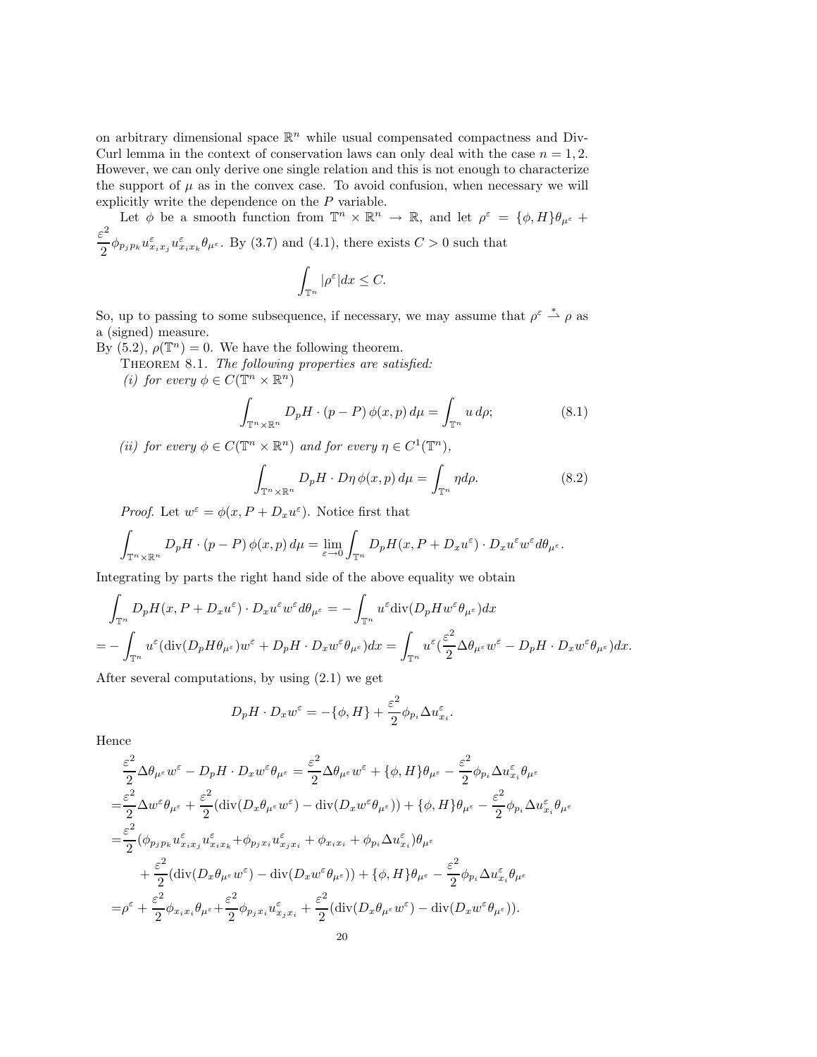on arbitrary dimensional space $\mathbb{R}^n$ while usual compensated compactness and Div-Curl lemma in the context of conservation laws can only deal with the case $n = 1, 2$. However, we can only derive one single relation and this is not enough to characterize the support of $\mu$ as in the convex case. To avoid confusion, when necessary we will explicitly write the dependence on the $P$ variable.

Let $\phi$ be a smooth function from $\mathbb{T}^n \times \mathbb{R}^n \to \mathbb{R}$, and let $\rho^\varepsilon = \{\phi, H\}\theta_{\mu^\varepsilon} + \frac{\varepsilon^2}{2}\phi_{p_j p_k} u^\varepsilon_{x_i x_j} u^\varepsilon_{x_i x_k}\theta_{\mu^\varepsilon}$. By (3.7) and (4.1), there exists $C > 0$ such that

$$\int_{\mathbb{T}^n} |\rho^\varepsilon| dx \leq C.$$

So, up to passing to some subsequence, if necessary, we may assume that $\rho^\varepsilon \overset{*}{\rightharpoonup} \rho$ as a (signed) measure.

By (5.2), $\rho(\mathbb{T}^n) = 0$. We have the following theorem.

Theorem 8.1. *The following properties are satisfied:*

*(i) for every* $\phi \in C(\mathbb{T}^n \times \mathbb{R}^n)$

$$\int_{\mathbb{T}^n \times \mathbb{R}^n} D_p H \cdot (p - P)\, \phi(x, p)\, d\mu = \int_{\mathbb{T}^n} u \, d\rho; \tag{8.1}$$

*(ii) for every* $\phi \in C(\mathbb{T}^n \times \mathbb{R}^n)$ *and for every* $\eta \in C^1(\mathbb{T}^n)$,

$$\int_{\mathbb{T}^n \times \mathbb{R}^n} D_p H \cdot D\eta\, \phi(x, p)\, d\mu = \int_{\mathbb{T}^n} \eta d\rho. \tag{8.2}$$

*Proof.* Let $w^\varepsilon = \phi(x, P + D_x u^\varepsilon)$. Notice first that

$$\int_{\mathbb{T}^n \times \mathbb{R}^n} D_p H \cdot (p - P)\, \phi(x, p)\, d\mu = \lim_{\varepsilon \to 0} \int_{\mathbb{T}^n} D_p H(x, P + D_x u^\varepsilon) \cdot D_x u^\varepsilon w^\varepsilon d\theta_{\mu^\varepsilon}.$$

Integrating by parts the right hand side of the above equality we obtain

$$\begin{aligned}
&\int_{\mathbb{T}^n} D_p H(x, P + D_x u^\varepsilon) \cdot D_x u^\varepsilon w^\varepsilon d\theta_{\mu^\varepsilon} = -\int_{\mathbb{T}^n} u^\varepsilon \mathrm{div}(D_p H w^\varepsilon \theta_{\mu^\varepsilon}) dx \\
=& -\int_{\mathbb{T}^n} u^\varepsilon (\mathrm{div}(D_p H \theta_{\mu^\varepsilon}) w^\varepsilon + D_p H \cdot D_x w^\varepsilon \theta_{\mu^\varepsilon}) dx = \int_{\mathbb{T}^n} u^\varepsilon (\frac{\varepsilon^2}{2}\Delta\theta_{\mu^\varepsilon} w^\varepsilon - D_p H \cdot D_x w^\varepsilon \theta_{\mu^\varepsilon}) dx.
\end{aligned}$$

After several computations, by using (2.1) we get

$$D_p H \cdot D_x w^\varepsilon = -\{\phi, H\} + \frac{\varepsilon^2}{2}\phi_{p_i} \Delta u^\varepsilon_{x_i}.$$

Hence

$$\begin{aligned}
&\frac{\varepsilon^2}{2}\Delta\theta_{\mu^\varepsilon} w^\varepsilon - D_p H \cdot D_x w^\varepsilon \theta_{\mu^\varepsilon} = \frac{\varepsilon^2}{2}\Delta\theta_{\mu^\varepsilon} w^\varepsilon + \{\phi, H\}\theta_{\mu^\varepsilon} - \frac{\varepsilon^2}{2}\phi_{p_i}\Delta u^\varepsilon_{x_i}\theta_{\mu^\varepsilon} \\
=& \frac{\varepsilon^2}{2}\Delta w^\varepsilon \theta_{\mu^\varepsilon} + \frac{\varepsilon^2}{2}(\mathrm{div}(D_x\theta_{\mu^\varepsilon} w^\varepsilon) - \mathrm{div}(D_x w^\varepsilon \theta_{\mu^\varepsilon})) + \{\phi, H\}\theta_{\mu^\varepsilon} - \frac{\varepsilon^2}{2}\phi_{p_i}\Delta u^\varepsilon_{x_i}\theta_{\mu^\varepsilon} \\
=& \frac{\varepsilon^2}{2}(\phi_{p_j p_k} u^\varepsilon_{x_i x_j} u^\varepsilon_{x_i x_k} + \phi_{p_j x_i} u^\varepsilon_{x_j x_i} + \phi_{x_i x_i} + \phi_{p_i}\Delta u^\varepsilon_{x_i})\theta_{\mu^\varepsilon} \\
&+ \frac{\varepsilon^2}{2}(\mathrm{div}(D_x\theta_{\mu^\varepsilon} w^\varepsilon) - \mathrm{div}(D_x w^\varepsilon \theta_{\mu^\varepsilon})) + \{\phi, H\}\theta_{\mu^\varepsilon} - \frac{\varepsilon^2}{2}\phi_{p_i}\Delta u^\varepsilon_{x_i}\theta_{\mu^\varepsilon} \\
=& \rho^\varepsilon + \frac{\varepsilon^2}{2}\phi_{x_i x_i}\theta_{\mu^\varepsilon} + \frac{\varepsilon^2}{2}\phi_{p_j x_i} u^\varepsilon_{x_j x_i} + \frac{\varepsilon^2}{2}(\mathrm{div}(D_x\theta_{\mu^\varepsilon} w^\varepsilon) - \mathrm{div}(D_x w^\varepsilon \theta_{\mu^\varepsilon})).
\end{aligned}$$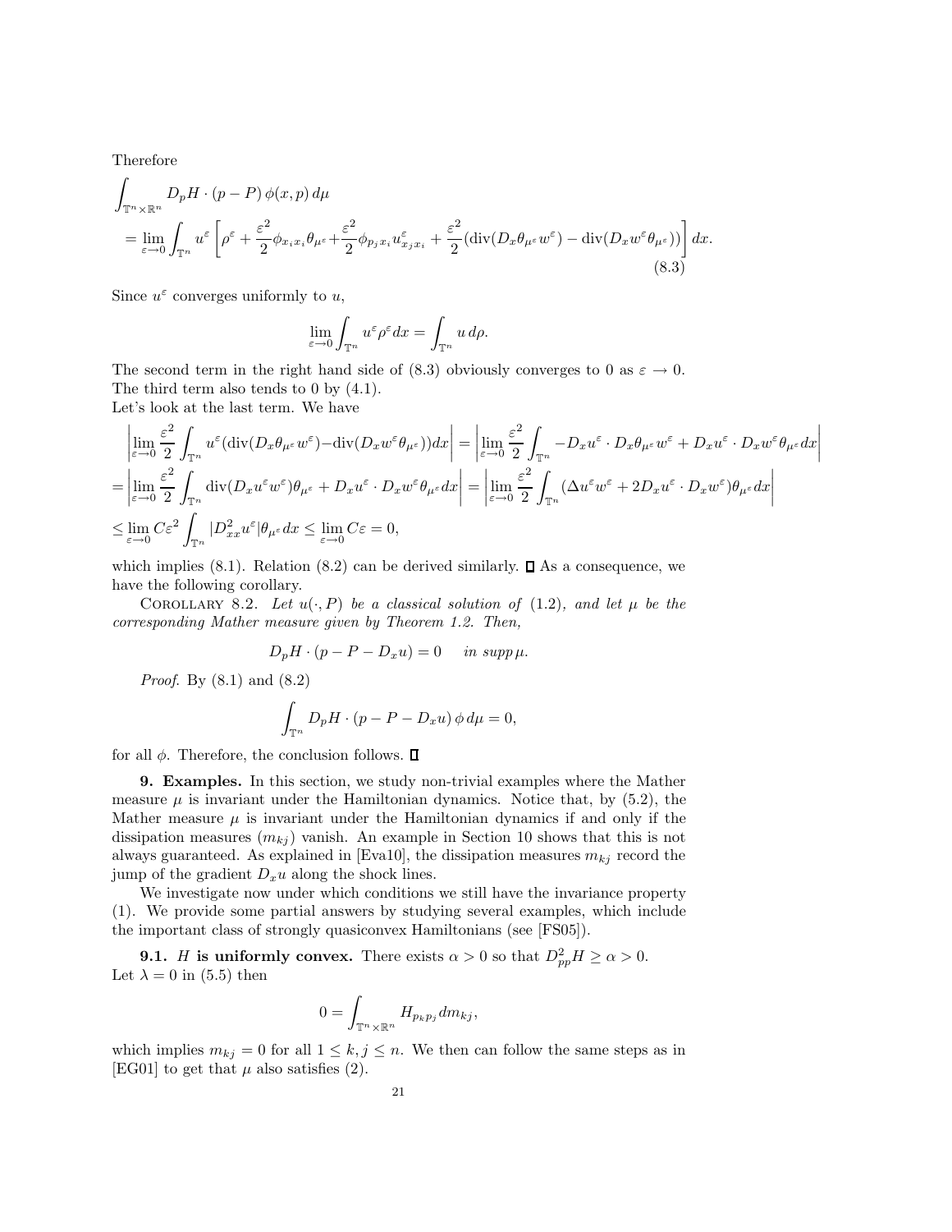Therefore

$$
\begin{aligned}
&\int_{\mathbb{T}^n\times\mathbb{R}^n} D_pH\cdot(p-P)\,\phi(x,p)\,d\mu \\
&= \lim_{\varepsilon\to 0}\int_{\mathbb{T}^n} u^\varepsilon\left[\rho^\varepsilon + \frac{\varepsilon^2}{2}\phi_{x_ix_i}\theta_{\mu^\varepsilon} + \frac{\varepsilon^2}{2}\phi_{p_jx_i}u^\varepsilon_{x_jx_i} + \frac{\varepsilon^2}{2}(\operatorname{div}(D_x\theta_{\mu^\varepsilon}w^\varepsilon) - \operatorname{div}(D_xw^\varepsilon\theta_{\mu^\varepsilon}))\right]dx.
\end{aligned} \tag{8.3}
$$

Since $u^\varepsilon$ converges uniformly to $u$,

$$
\lim_{\varepsilon\to 0}\int_{\mathbb{T}^n} u^\varepsilon\rho^\varepsilon dx = \int_{\mathbb{T}^n} u\,d\rho.
$$

The second term in the right hand side of (8.3) obviously converges to 0 as $\varepsilon\to 0$.
The third term also tends to 0 by (4.1).
Let's look at the last term. We have

$$
\begin{aligned}
&\left|\lim_{\varepsilon\to 0}\frac{\varepsilon^2}{2}\int_{\mathbb{T}^n} u^\varepsilon(\operatorname{div}(D_x\theta_{\mu^\varepsilon}w^\varepsilon) - \operatorname{div}(D_xw^\varepsilon\theta_{\mu^\varepsilon}))dx\right| = \left|\lim_{\varepsilon\to 0}\frac{\varepsilon^2}{2}\int_{\mathbb{T}^n} -D_xu^\varepsilon\cdot D_x\theta_{\mu^\varepsilon}w^\varepsilon + D_xu^\varepsilon\cdot D_xw^\varepsilon\theta_{\mu^\varepsilon}dx\right| \\
&= \left|\lim_{\varepsilon\to 0}\frac{\varepsilon^2}{2}\int_{\mathbb{T}^n}\operatorname{div}(D_xu^\varepsilon w^\varepsilon)\theta_{\mu^\varepsilon} + D_xu^\varepsilon\cdot D_xw^\varepsilon\theta_{\mu^\varepsilon}dx\right| = \left|\lim_{\varepsilon\to 0}\frac{\varepsilon^2}{2}\int_{\mathbb{T}^n}(\Delta u^\varepsilon w^\varepsilon + 2D_xu^\varepsilon\cdot D_xw^\varepsilon)\theta_{\mu^\varepsilon}dx\right| \\
&\le \lim_{\varepsilon\to 0} C\varepsilon^2\int_{\mathbb{T}^n}|D^2_{xx}u^\varepsilon|\theta_{\mu^\varepsilon}dx \le \lim_{\varepsilon\to 0} C\varepsilon = 0,
\end{aligned}
$$

which implies (8.1). Relation (8.2) can be derived similarly. ∎ As a consequence, we have the following corollary.

COROLLARY 8.2. *Let $u(\cdot,P)$ be a classical solution of (1.2), and let $\mu$ be the corresponding Mather measure given by Theorem 1.2. Then,*

$$
D_pH\cdot(p-P-D_xu) = 0 \quad \textit{in } supp\,\mu.
$$

*Proof.* By (8.1) and (8.2)

$$
\int_{\mathbb{T}^n} D_pH\cdot(p-P-D_xu)\,\phi\,d\mu = 0,
$$

for all $\phi$. Therefore, the conclusion follows. ∎

## 9. Examples.

In this section, we study non-trivial examples where the Mather measure $\mu$ is invariant under the Hamiltonian dynamics. Notice that, by (5.2), the Mather measure $\mu$ is invariant under the Hamiltonian dynamics if and only if the dissipation measures $(m_{kj})$ vanish. An example in Section 10 shows that this is not always guaranteed. As explained in [Eva10], the dissipation measures $m_{kj}$ record the jump of the gradient $D_xu$ along the shock lines.

We investigate now under which conditions we still have the invariance property (1). We provide some partial answers by studying several examples, which include the important class of strongly quasiconvex Hamiltonians (see [FS05]).

### 9.1. $H$ is uniformly convex.

There exists $\alpha > 0$ so that $D^2_{pp}H \ge \alpha > 0$. Let $\lambda = 0$ in (5.5) then

$$
0 = \int_{\mathbb{T}^n\times\mathbb{R}^n} H_{p_kp_j}dm_{kj},
$$

which implies $m_{kj} = 0$ for all $1\le k,j\le n$. We then can follow the same steps as in [EG01] to get that $\mu$ also satisfies (2).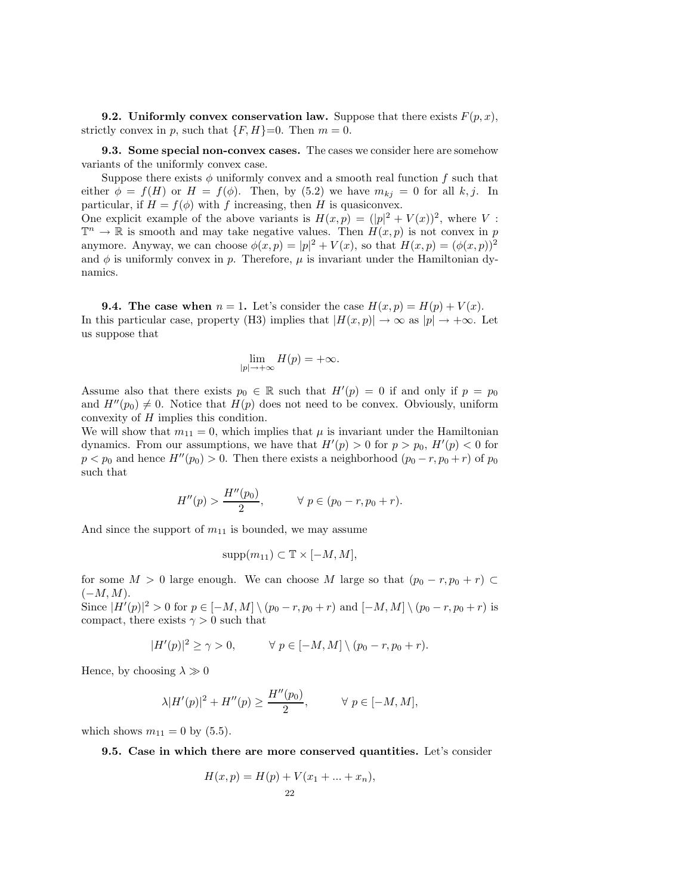**9.2. Uniformly convex conservation law.** Suppose that there exists $F(p, x)$, strictly convex in $p$, such that $\{F, H\}$=0. Then $m = 0$.

**9.3. Some special non-convex cases.** The cases we consider here are somehow variants of the uniformly convex case.

Suppose there exists $\phi$ uniformly convex and a smooth real function $f$ such that either $\phi = f(H)$ or $H = f(\phi)$. Then, by (5.2) we have $m_{kj} = 0$ for all $k, j$. In particular, if $H = f(\phi)$ with $f$ increasing, then $H$ is quasiconvex.
One explicit example of the above variants is $H(x, p) = (|p|^2 + V(x))^2$, where $V : \mathbb{T}^n \to \mathbb{R}$ is smooth and may take negative values. Then $H(x, p)$ is not convex in $p$ anymore. Anyway, we can choose $\phi(x, p) = |p|^2 + V(x)$, so that $H(x, p) = (\phi(x, p))^2$ and $\phi$ is uniformly convex in $p$. Therefore, $\mu$ is invariant under the Hamiltonian dynamics.

**9.4. The case when $n = 1$.** Let's consider the case $H(x, p) = H(p) + V(x)$. In this particular case, property (H3) implies that $|H(x, p)| \to \infty$ as $|p| \to +\infty$. Let us suppose that

$$\lim_{|p| \to +\infty} H(p) = +\infty.$$

Assume also that there exists $p_0 \in \mathbb{R}$ such that $H'(p) = 0$ if and only if $p = p_0$ and $H''(p_0) \neq 0$. Notice that $H(p)$ does not need to be convex. Obviously, uniform convexity of $H$ implies this condition.
We will show that $m_{11} = 0$, which implies that $\mu$ is invariant under the Hamiltonian dynamics. From our assumptions, we have that $H'(p) > 0$ for $p > p_0$, $H'(p) < 0$ for $p < p_0$ and hence $H''(p_0) > 0$. Then there exists a neighborhood $(p_0 - r, p_0 + r)$ of $p_0$ such that

$$H''(p) > \frac{H''(p_0)}{2}, \qquad \forall\ p \in (p_0 - r, p_0 + r).$$

And since the support of $m_{11}$ is bounded, we may assume

$$\operatorname{supp}(m_{11}) \subset \mathbb{T} \times [-M, M],$$

for some $M > 0$ large enough. We can choose $M$ large so that $(p_0 - r, p_0 + r) \subset (-M, M)$.
Since $|H'(p)|^2 > 0$ for $p \in [-M, M] \setminus (p_0 - r, p_0 + r)$ and $[-M, M] \setminus (p_0 - r, p_0 + r)$ is compact, there exists $\gamma > 0$ such that

$$|H'(p)|^2 \geq \gamma > 0, \qquad \forall\ p \in [-M, M] \setminus (p_0 - r, p_0 + r).$$

Hence, by choosing $\lambda \gg 0$

$$\lambda |H'(p)|^2 + H''(p) \geq \frac{H''(p_0)}{2}, \qquad \forall\ p \in [-M, M],$$

which shows $m_{11} = 0$ by (5.5).

**9.5. Case in which there are more conserved quantities.** Let's consider

$$H(x, p) = H(p) + V(x_1 + ... + x_n),$$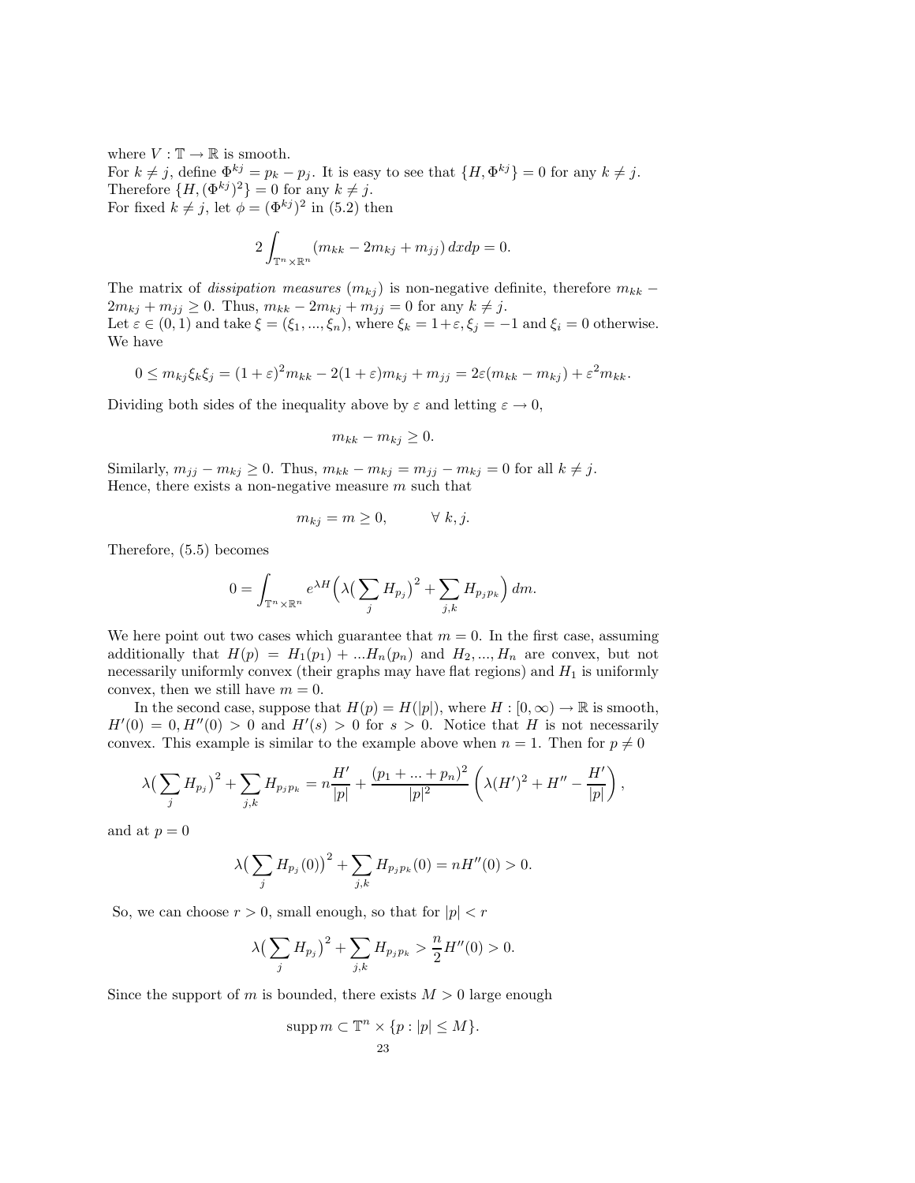where $V : \mathbb{T} \to \mathbb{R}$ is smooth.
For $k \neq j$, define $\Phi^{kj} = p_k - p_j$. It is easy to see that $\{H, \Phi^{kj}\} = 0$ for any $k \neq j$.
Therefore $\{H, (\Phi^{kj})^2\} = 0$ for any $k \neq j$.
For fixed $k \neq j$, let $\phi = (\Phi^{kj})^2$ in (5.2) then

$$2 \int_{\mathbb{T}^n \times \mathbb{R}^n} (m_{kk} - 2m_{kj} + m_{jj})\, dxdp = 0.$$

The matrix of *dissipation measures* $(m_{kj})$ is non-negative definite, therefore $m_{kk} - 2m_{kj} + m_{jj} \geq 0$. Thus, $m_{kk} - 2m_{kj} + m_{jj} = 0$ for any $k \neq j$.
Let $\varepsilon \in (0,1)$ and take $\xi = (\xi_1, ..., \xi_n)$, where $\xi_k = 1+\varepsilon, \xi_j = -1$ and $\xi_i = 0$ otherwise. We have

$$0 \leq m_{kj}\xi_k\xi_j = (1+\varepsilon)^2 m_{kk} - 2(1+\varepsilon)m_{kj} + m_{jj} = 2\varepsilon(m_{kk} - m_{kj}) + \varepsilon^2 m_{kk}.$$

Dividing both sides of the inequality above by $\varepsilon$ and letting $\varepsilon \to 0$,

$$m_{kk} - m_{kj} \geq 0.$$

Similarly, $m_{jj} - m_{kj} \geq 0$. Thus, $m_{kk} - m_{kj} = m_{jj} - m_{kj} = 0$ for all $k \neq j$.
Hence, there exists a non-negative measure $m$ such that

$$m_{kj} = m \geq 0, \qquad \forall\ k, j.$$

Therefore, (5.5) becomes

$$0 = \int_{\mathbb{T}^n \times \mathbb{R}^n} e^{\lambda H} \Big( \lambda \big( \sum_j H_{p_j} \big)^2 + \sum_{j,k} H_{p_j p_k} \Big)\, dm.$$

We here point out two cases which guarantee that $m = 0$. In the first case, assuming additionally that $H(p) = H_1(p_1) + ...H_n(p_n)$ and $H_2, ..., H_n$ are convex, but not necessarily uniformly convex (their graphs may have flat regions) and $H_1$ is uniformly convex, then we still have $m = 0$.

In the second case, suppose that $H(p) = H(|p|)$, where $H : [0,\infty) \to \mathbb{R}$ is smooth, $H'(0) = 0, H''(0) > 0$ and $H'(s) > 0$ for $s > 0$. Notice that $H$ is not necessarily convex. This example is similar to the example above when $n = 1$. Then for $p \neq 0$

$$\lambda \big( \sum_j H_{p_j} \big)^2 + \sum_{j,k} H_{p_j p_k} = n\frac{H'}{|p|} + \frac{(p_1 + ... + p_n)^2}{|p|^2} \left( \lambda (H')^2 + H'' - \frac{H'}{|p|} \right),$$

and at $p = 0$

$$\lambda \big( \sum_j H_{p_j}(0) \big)^2 + \sum_{j,k} H_{p_j p_k}(0) = nH''(0) > 0.$$

So, we can choose $r > 0$, small enough, so that for $|p| < r$

$$\lambda \big( \sum_j H_{p_j} \big)^2 + \sum_{j,k} H_{p_j p_k} > \frac{n}{2} H''(0) > 0.$$

Since the support of $m$ is bounded, there exists $M > 0$ large enough

$$\operatorname{supp} m \subset \mathbb{T}^n \times \{p : |p| \leq M\}.$$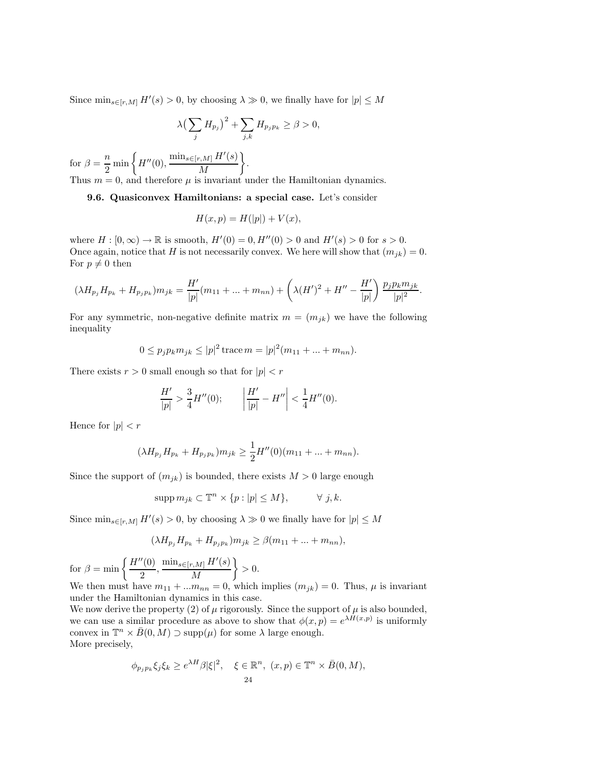Since $\min_{s\in[r,M]} H'(s) > 0$, by choosing $\lambda \gg 0$, we finally have for $|p| \leq M$

$$\lambda\big(\sum_j H_{p_j}\big)^2 + \sum_{j,k} H_{p_j p_k} \geq \beta > 0,$$

for $\beta = \dfrac{n}{2}\min\left\{H''(0), \dfrac{\min_{s\in[r,M]} H'(s)}{M}\right\}$.

Thus $m = 0$, and therefore $\mu$ is invariant under the Hamiltonian dynamics.

**9.6. Quasiconvex Hamiltonians: a special case.** Let's consider

$$H(x,p) = H(|p|) + V(x),$$

where $H : [0,\infty) \to \mathbb{R}$ is smooth, $H'(0) = 0, H''(0) > 0$ and $H'(s) > 0$ for $s > 0$. Once again, notice that $H$ is not necessarily convex. We here will show that $(m_{jk}) = 0$. For $p \neq 0$ then

$$(\lambda H_{p_j} H_{p_k} + H_{p_j p_k}) m_{jk} = \frac{H'}{|p|}(m_{11} + ... + m_{nn}) + \left(\lambda (H')^2 + H'' - \frac{H'}{|p|}\right)\frac{p_j p_k m_{jk}}{|p|^2}.$$

For any symmetric, non-negative definite matrix $m = (m_{jk})$ we have the following inequality

$$0 \leq p_j p_k m_{jk} \leq |p|^2 \operatorname{trace} m = |p|^2 (m_{11} + ... + m_{nn}).$$

There exists $r > 0$ small enough so that for $|p| < r$

$$\frac{H'}{|p|} > \frac{3}{4}H''(0); \qquad \left|\frac{H'}{|p|} - H''\right| < \frac{1}{4}H''(0).$$

Hence for $|p| < r$

$$(\lambda H_{p_j} H_{p_k} + H_{p_j p_k}) m_{jk} \geq \frac{1}{2}H''(0)(m_{11} + ... + m_{nn}).$$

Since the support of $(m_{jk})$ is bounded, there exists $M > 0$ large enough

$$\operatorname{supp} m_{jk} \subset \mathbb{T}^n \times \{p : |p| \leq M\}, \qquad \forall\ j,k.$$

Since $\min_{s\in[r,M]} H'(s) > 0$, by choosing $\lambda \gg 0$ we finally have for $|p| \leq M$

$$(\lambda H_{p_j} H_{p_k} + H_{p_j p_k}) m_{jk} \geq \beta (m_{11} + ... + m_{nn}),$$

for $\beta = \min\left\{\dfrac{H''(0)}{2}, \dfrac{\min_{s\in[r,M]} H'(s)}{M}\right\} > 0$.

We then must have $m_{11} + ... m_{nn} = 0$, which implies $(m_{jk}) = 0$. Thus, $\mu$ is invariant under the Hamiltonian dynamics in this case.

We now derive the property (2) of $\mu$ rigorously. Since the support of $\mu$ is also bounded, we can use a similar procedure as above to show that $\phi(x,p) = e^{\lambda H(x,p)}$ is uniformly convex in $\mathbb{T}^n \times \bar{B}(0,M) \supset \operatorname{supp}(\mu)$ for some $\lambda$ large enough.

More precisely,

$$\phi_{p_j p_k}\xi_j \xi_k \geq e^{\lambda H}\beta |\xi|^2, \quad \xi \in \mathbb{R}^n,\ (x,p) \in \mathbb{T}^n \times \bar{B}(0,M),$$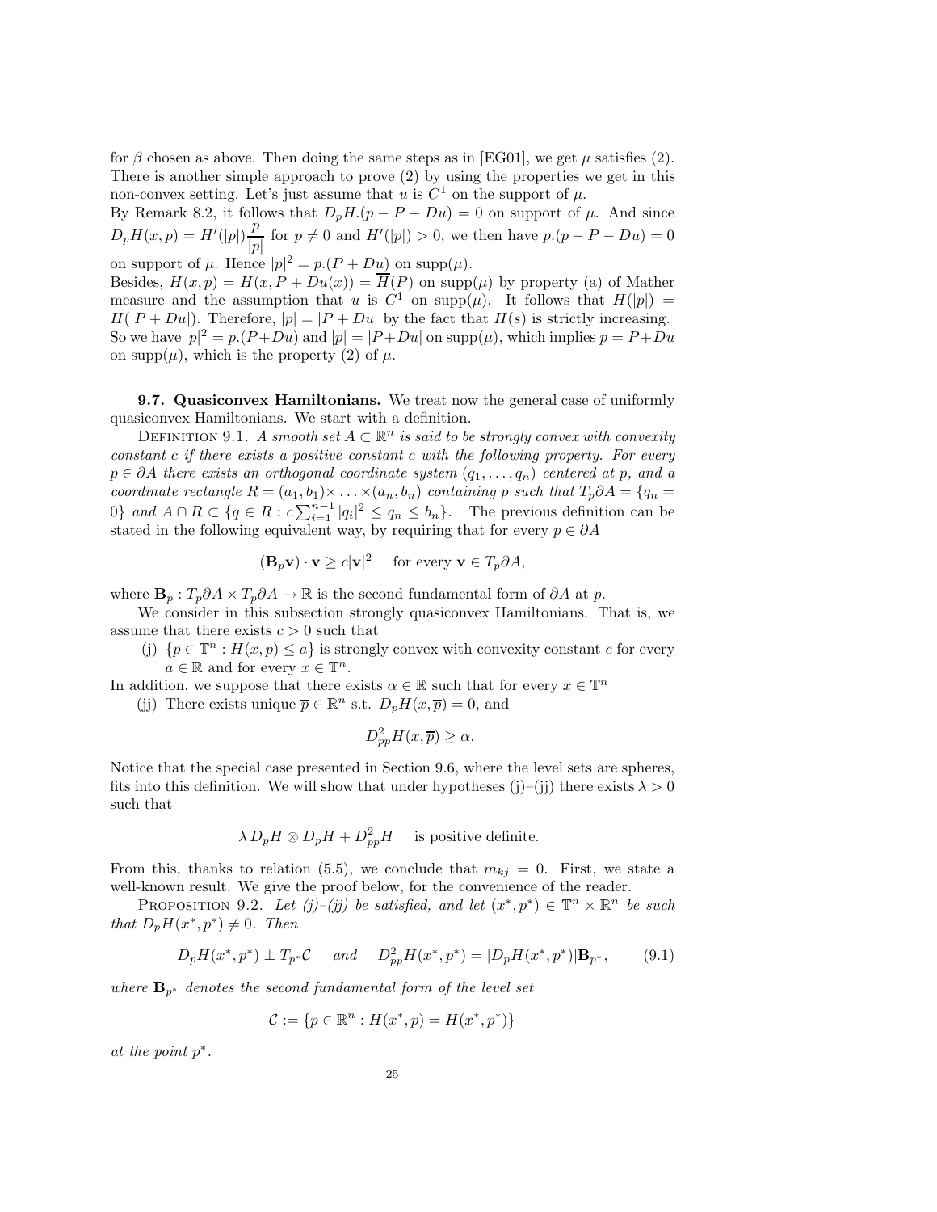for $\beta$ chosen as above. Then doing the same steps as in [EG01], we get $\mu$ satisfies (2). There is another simple approach to prove (2) by using the properties we get in this non-convex setting. Let's just assume that $u$ is $C^1$ on the support of $\mu$.

By Remark 8.2, it follows that $D_pH.(p - P - Du) = 0$ on support of $\mu$. And since $D_pH(x,p) = H'(|p|)\dfrac{p}{|p|}$ for $p \neq 0$ and $H'(|p|) > 0$, we then have $p.(p - P - Du) = 0$ on support of $\mu$. Hence $|p|^2 = p.(P + Du)$ on $\mathrm{supp}(\mu)$.

Besides, $H(x,p) = H(x, P + Du(x)) = \overline{H}(P)$ on $\mathrm{supp}(\mu)$ by property (a) of Mather measure and the assumption that $u$ is $C^1$ on $\mathrm{supp}(\mu)$. It follows that $H(|p|) = H(|P + Du|)$. Therefore, $|p| = |P + Du|$ by the fact that $H(s)$ is strictly increasing. So we have $|p|^2 = p.(P+Du)$ and $|p| = |P+Du|$ on $\mathrm{supp}(\mu)$, which implies $p = P+Du$ on $\mathrm{supp}(\mu)$, which is the property (2) of $\mu$.

**9.7. Quasiconvex Hamiltonians.** We treat now the general case of uniformly quasiconvex Hamiltonians. We start with a definition.

DEFINITION 9.1. *A smooth set $A \subset \mathbb{R}^n$ is said to be strongly convex with convexity constant $c$ if there exists a positive constant $c$ with the following property. For every $p \in \partial A$ there exists an orthogonal coordinate system $(q_1, \ldots, q_n)$ centered at $p$, and a coordinate rectangle $R = (a_1, b_1) \times \ldots \times (a_n, b_n)$ containing $p$ such that $T_p\partial A = \{q_n = 0\}$ and $A \cap R \subset \{q \in R : c\sum_{i=1}^{n-1} |q_i|^2 \leq q_n \leq b_n\}$.* The previous definition can be stated in the following equivalent way, by requiring that for every $p \in \partial A$

$$(\mathbf{B}_p\mathbf{v}) \cdot \mathbf{v} \geq c|\mathbf{v}|^2 \quad \text{ for every } \mathbf{v} \in T_p\partial A,$$

where $\mathbf{B}_p : T_p\partial A \times T_p\partial A \to \mathbb{R}$ is the second fundamental form of $\partial A$ at $p$.

We consider in this subsection strongly quasiconvex Hamiltonians. That is, we assume that there exists $c > 0$ such that

(j) $\{p \in \mathbb{T}^n : H(x,p) \leq a\}$ is strongly convex with convexity constant $c$ for every $a \in \mathbb{R}$ and for every $x \in \mathbb{T}^n$.

In addition, we suppose that there exists $\alpha \in \mathbb{R}$ such that for every $x \in \mathbb{T}^n$

(jj) There exists unique $\overline{p} \in \mathbb{R}^n$ s.t. $D_pH(x, \overline{p}) = 0$, and

$$D^2_{pp}H(x, \overline{p}) \geq \alpha.$$

Notice that the special case presented in Section 9.6, where the level sets are spheres, fits into this definition. We will show that under hypotheses (j)–(jj) there exists $\lambda > 0$ such that

$$\lambda\, D_pH \otimes D_pH + D^2_{pp}H \quad \text{ is positive definite.}$$

From this, thanks to relation (5.5), we conclude that $m_{kj} = 0$. First, we state a well-known result. We give the proof below, for the convenience of the reader.

PROPOSITION 9.2. *Let (j)–(jj) be satisfied, and let $(x^*, p^*) \in \mathbb{T}^n \times \mathbb{R}^n$ be such that $D_pH(x^*, p^*) \neq 0$. Then*

$$D_pH(x^*, p^*) \perp T_{p^*}\mathcal{C} \quad \text{ and } \quad D^2_{pp}H(x^*, p^*) = |D_pH(x^*, p^*)|\mathbf{B}_{p^*}, \tag{9.1}$$

*where $\mathbf{B}_{p^*}$ denotes the second fundamental form of the level set*

$$\mathcal{C} := \{p \in \mathbb{R}^n : H(x^*, p) = H(x^*, p^*)\}$$

*at the point $p^*$.*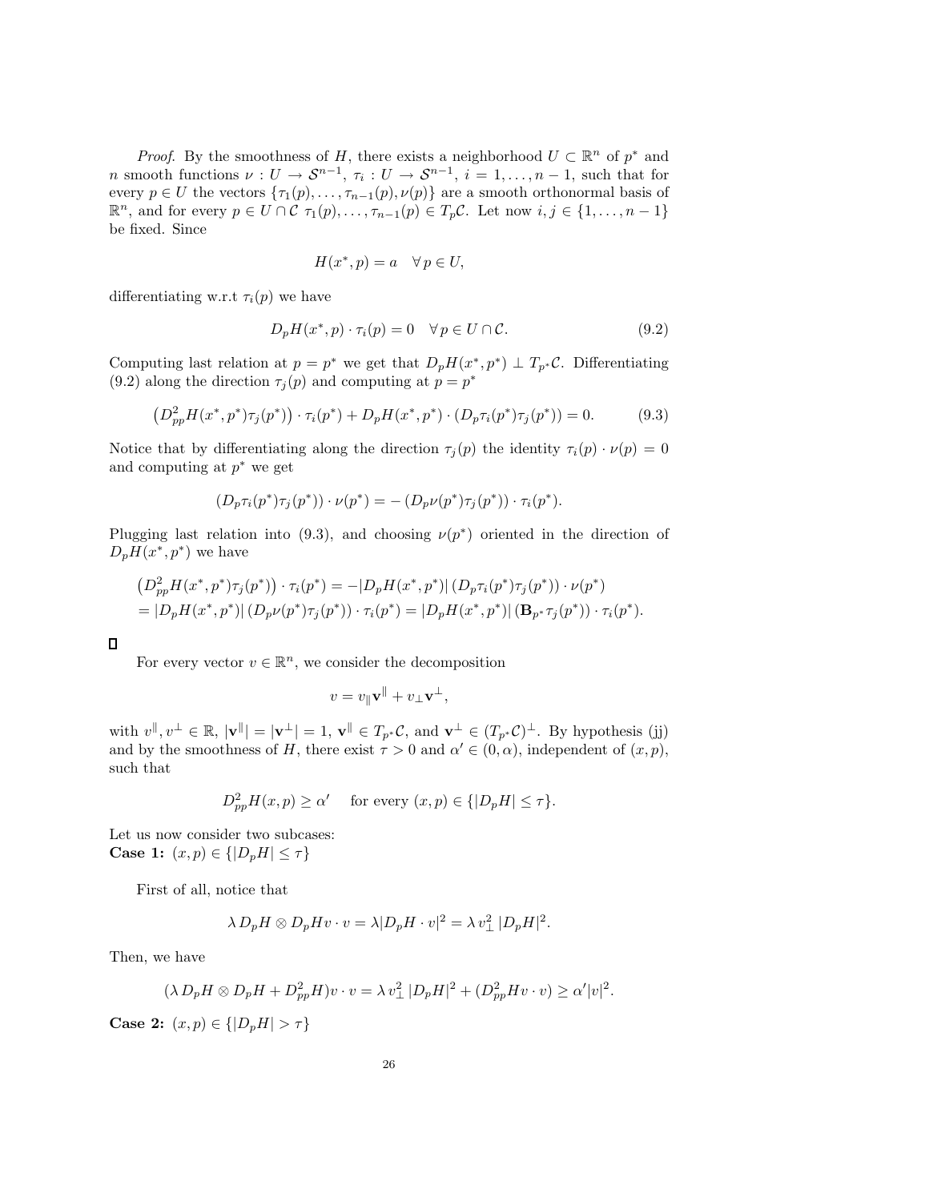*Proof.* By the smoothness of $H$, there exists a neighborhood $U \subset \mathbb{R}^n$ of $p^*$ and $n$ smooth functions $\nu : U \to \mathcal{S}^{n-1}$, $\tau_i : U \to \mathcal{S}^{n-1}$, $i = 1, \ldots, n-1$, such that for every $p \in U$ the vectors $\{\tau_1(p), \ldots, \tau_{n-1}(p), \nu(p)\}$ are a smooth orthonormal basis of $\mathbb{R}^n$, and for every $p \in U \cap \mathcal{C}$ $\tau_1(p), \ldots, \tau_{n-1}(p) \in T_p\mathcal{C}$. Let now $i, j \in \{1, \ldots, n-1\}$ be fixed. Since

$$H(x^*, p) = a \quad \forall\, p \in U,$$

differentiating w.r.t $\tau_i(p)$ we have

$$D_pH(x^*, p) \cdot \tau_i(p) = 0 \quad \forall\, p \in U \cap \mathcal{C}. \tag{9.2}$$

Computing last relation at $p = p^*$ we get that $D_pH(x^*, p^*) \perp T_{p^*}\mathcal{C}$. Differentiating (9.2) along the direction $\tau_j(p)$ and computing at $p = p^*$

$$\left(D^2_{pp}H(x^*, p^*)\tau_j(p^*)\right) \cdot \tau_i(p^*) + D_pH(x^*, p^*) \cdot (D_p\tau_i(p^*)\tau_j(p^*)) = 0. \tag{9.3}$$

Notice that by differentiating along the direction $\tau_j(p)$ the identity $\tau_i(p) \cdot \nu(p) = 0$ and computing at $p^*$ we get

$$(D_p\tau_i(p^*)\tau_j(p^*)) \cdot \nu(p^*) = -\,(D_p\nu(p^*)\tau_j(p^*)) \cdot \tau_i(p^*).$$

Plugging last relation into (9.3), and choosing $\nu(p^*)$ oriented in the direction of $D_pH(x^*, p^*)$ we have

$$\begin{aligned}
&\left(D^2_{pp}H(x^*, p^*)\tau_j(p^*)\right) \cdot \tau_i(p^*) = -|D_pH(x^*, p^*)|\,(D_p\tau_i(p^*)\tau_j(p^*)) \cdot \nu(p^*) \\
&= |D_pH(x^*, p^*)|\,(D_p\nu(p^*)\tau_j(p^*)) \cdot \tau_i(p^*) = |D_pH(x^*, p^*)|\,(\mathbf{B}_{p^*}\tau_j(p^*)) \cdot \tau_i(p^*).
\end{aligned}$$

□

For every vector $v \in \mathbb{R}^n$, we consider the decomposition

$$v = v_\parallel \mathbf{v}^\parallel + v_\perp \mathbf{v}^\perp,$$

with $v^\parallel, v^\perp \in \mathbb{R}$, $|\mathbf{v}^\parallel| = |\mathbf{v}^\perp| = 1$, $\mathbf{v}^\parallel \in T_{p^*}\mathcal{C}$, and $\mathbf{v}^\perp \in (T_{p^*}\mathcal{C})^\perp$. By hypothesis (jj) and by the smoothness of $H$, there exist $\tau > 0$ and $\alpha' \in (0, \alpha)$, independent of $(x, p)$, such that

$$D^2_{pp}H(x, p) \geq \alpha' \quad \text{ for every } (x, p) \in \{|D_pH| \leq \tau\}.$$

Let us now consider two subcases:
**Case 1:** $(x, p) \in \{|D_pH| \leq \tau\}$

First of all, notice that

$$\lambda\, D_pH \otimes D_pHv \cdot v = \lambda |D_pH \cdot v|^2 = \lambda\, v_\perp^2\, |D_pH|^2.$$

Then, we have

$$(\lambda\, D_pH \otimes D_pH + D^2_{pp}H)v \cdot v = \lambda\, v_\perp^2\, |D_pH|^2 + (D^2_{pp}Hv \cdot v) \geq \alpha' |v|^2.$$

**Case 2:** $(x, p) \in \{|D_pH| > \tau\}$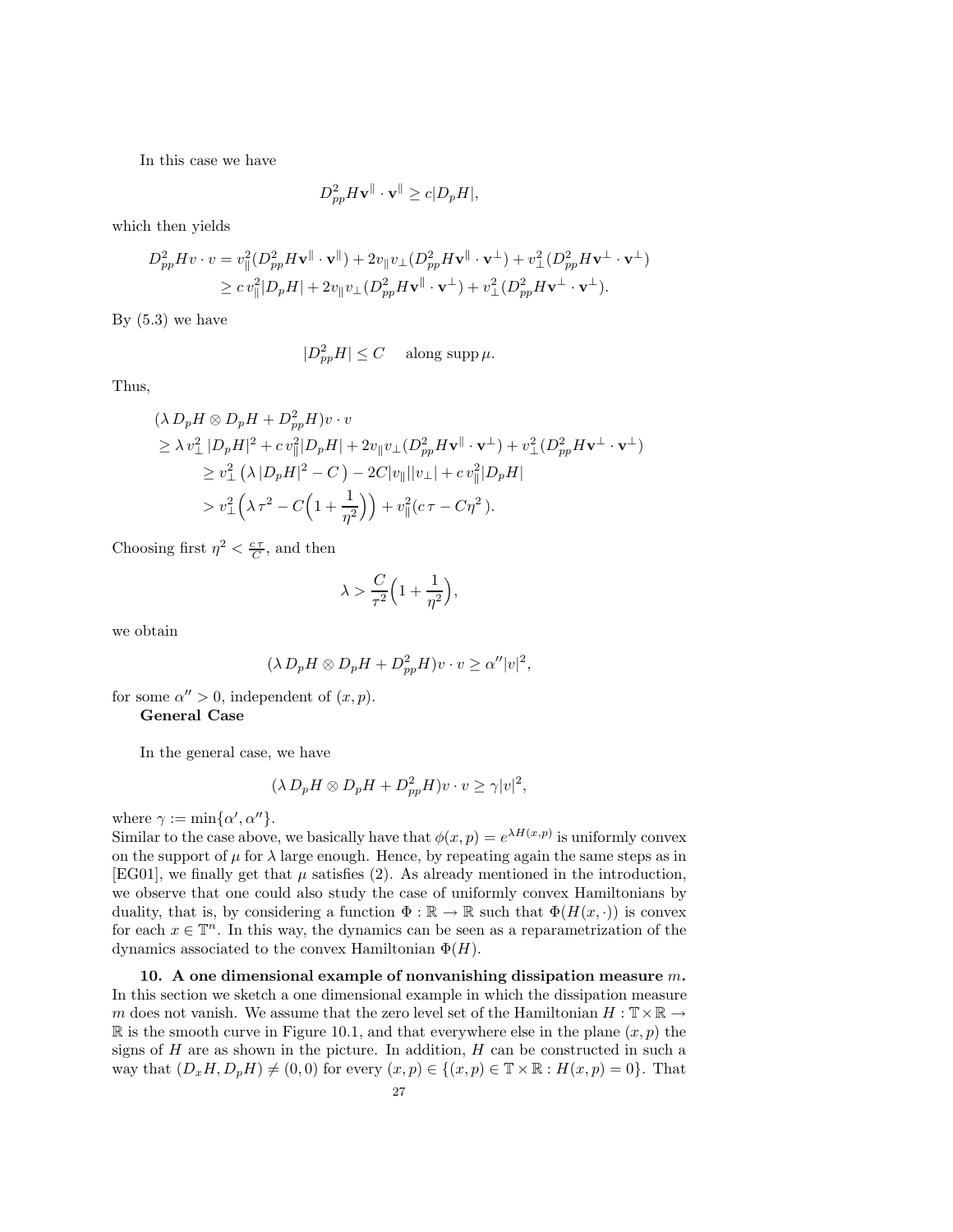In this case we have

$$D^2_{pp}H\mathbf{v}^{\|}\cdot\mathbf{v}^{\|}\geq c|D_pH|,$$

which then yields

$$\begin{aligned}
D^2_{pp}Hv\cdot v &= v_{\|}^2(D^2_{pp}H\mathbf{v}^{\|}\cdot\mathbf{v}^{\|})+2v_{\|}v_{\perp}(D^2_{pp}H\mathbf{v}^{\|}\cdot\mathbf{v}^{\perp})+v_{\perp}^2(D^2_{pp}H\mathbf{v}^{\perp}\cdot\mathbf{v}^{\perp})\\
&\geq c\,v_{\|}^2|D_pH|+2v_{\|}v_{\perp}(D^2_{pp}H\mathbf{v}^{\|}\cdot\mathbf{v}^{\perp})+v_{\perp}^2(D^2_{pp}H\mathbf{v}^{\perp}\cdot\mathbf{v}^{\perp}).
\end{aligned}$$

By (5.3) we have

$$|D^2_{pp}H|\leq C\quad\text{ along }\operatorname{supp}\mu.$$

Thus,

$$\begin{aligned}
&(\lambda\,D_pH\otimes D_pH+D^2_{pp}H)v\cdot v\\
&\geq \lambda\,v_{\perp}^2\,|D_pH|^2+c\,v_{\|}^2|D_pH|+2v_{\|}v_{\perp}(D^2_{pp}H\mathbf{v}^{\|}\cdot\mathbf{v}^{\perp})+v_{\perp}^2(D^2_{pp}H\mathbf{v}^{\perp}\cdot\mathbf{v}^{\perp})\\
&\qquad\geq v_{\perp}^2\left(\lambda\,|D_pH|^2-C\right)-2C|v_{\|}||v_{\perp}|+c\,v_{\|}^2|D_pH|\\
&\qquad> v_{\perp}^2\Big(\lambda\,\tau^2-C\Big(1+\frac{1}{\eta^2}\Big)\Big)+v_{\|}^2(c\,\tau-C\eta^2\,).
\end{aligned}$$

Choosing first $\eta^2<\frac{c\,\tau}{C}$, and then

$$\lambda>\frac{C}{\tau^2}\Big(1+\frac{1}{\eta^2}\Big),$$

we obtain

$$(\lambda\,D_pH\otimes D_pH+D^2_{pp}H)v\cdot v\geq\alpha''|v|^2,$$

for some $\alpha''>0$, independent of $(x,p)$.

**General Case**

In the general case, we have

$$(\lambda\,D_pH\otimes D_pH+D^2_{pp}H)v\cdot v\geq\gamma|v|^2,$$

where $\gamma:=\min\{\alpha',\alpha''\}$.
Similar to the case above, we basically have that $\phi(x,p)=e^{\lambda H(x,p)}$ is uniformly convex on the support of $\mu$ for $\lambda$ large enough. Hence, by repeating again the same steps as in [EG01], we finally get that $\mu$ satisfies (2). As already mentioned in the introduction, we observe that one could also study the case of uniformly convex Hamiltonians by duality, that is, by considering a function $\Phi:\mathbb{R}\to\mathbb{R}$ such that $\Phi(H(x,\cdot))$ is convex for each $x\in\mathbb{T}^n$. In this way, the dynamics can be seen as a reparametrization of the dynamics associated to the convex Hamiltonian $\Phi(H)$.

**10. A one dimensional example of nonvanishing dissipation measure $m$.** In this section we sketch a one dimensional example in which the dissipation measure $m$ does not vanish. We assume that the zero level set of the Hamiltonian $H:\mathbb{T}\times\mathbb{R}\to\mathbb{R}$ is the smooth curve in Figure 10.1, and that everywhere else in the plane $(x,p)$ the signs of $H$ are as shown in the picture. In addition, $H$ can be constructed in such a way that $(D_xH,D_pH)\neq(0,0)$ for every $(x,p)\in\{(x,p)\in\mathbb{T}\times\mathbb{R}:H(x,p)=0\}$. That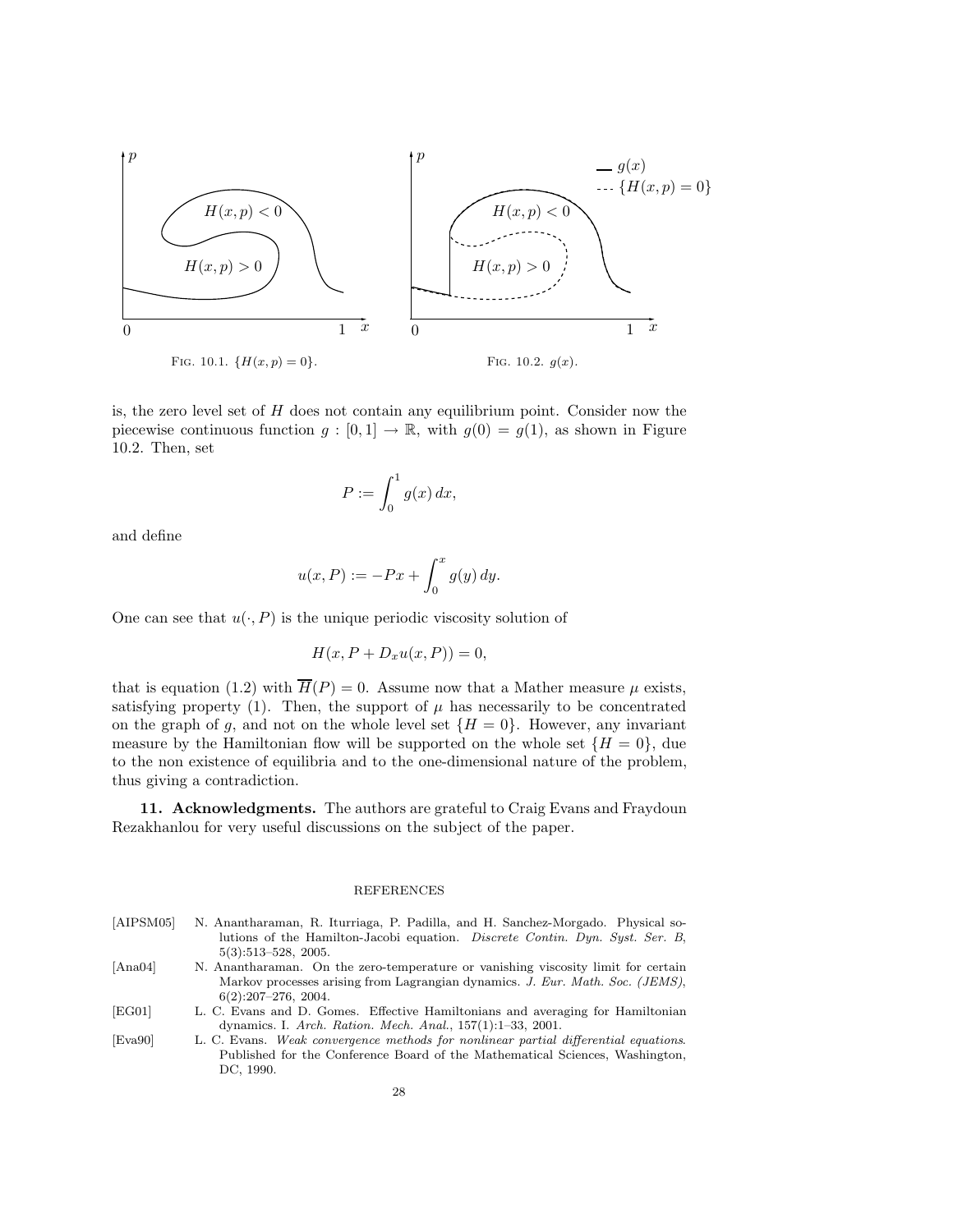FIG. 10.1. $\{H(x,p)=0\}$.

FIG. 10.2. $g(x)$.

is, the zero level set of $H$ does not contain any equilibrium point. Consider now the piecewise continuous function $g : [0,1] \to \mathbb{R}$, with $g(0) = g(1)$, as shown in Figure 10.2. Then, set

$$P := \int_0^1 g(x)\, dx,$$

and define

$$u(x,P) := -Px + \int_0^x g(y)\, dy.$$

One can see that $u(\cdot, P)$ is the unique periodic viscosity solution of

$$H(x, P + D_x u(x,P)) = 0,$$

that is equation (1.2) with $\overline{H}(P) = 0$. Assume now that a Mather measure $\mu$ exists, satisfying property (1). Then, the support of $\mu$ has necessarily to be concentrated on the graph of $g$, and not on the whole level set $\{H = 0\}$. However, any invariant measure by the Hamiltonian flow will be supported on the whole set $\{H = 0\}$, due to the non existence of equilibria and to the one-dimensional nature of the problem, thus giving a contradiction.

**11. Acknowledgments.** The authors are grateful to Craig Evans and Fraydoun Rezakhanlou for very useful discussions on the subject of the paper.

## REFERENCES

[AIPSM05] N. Anantharaman, R. Iturriaga, P. Padilla, and H. Sanchez-Morgado. Physical solutions of the Hamilton-Jacobi equation. *Discrete Contin. Dyn. Syst. Ser. B*, 5(3):513–528, 2005.

[Ana04] N. Anantharaman. On the zero-temperature or vanishing viscosity limit for certain Markov processes arising from Lagrangian dynamics. *J. Eur. Math. Soc. (JEMS)*, 6(2):207–276, 2004.

[EG01] L. C. Evans and D. Gomes. Effective Hamiltonians and averaging for Hamiltonian dynamics. I. *Arch. Ration. Mech. Anal.*, 157(1):1–33, 2001.

[Eva90] L. C. Evans. *Weak convergence methods for nonlinear partial differential equations*. Published for the Conference Board of the Mathematical Sciences, Washington, DC, 1990.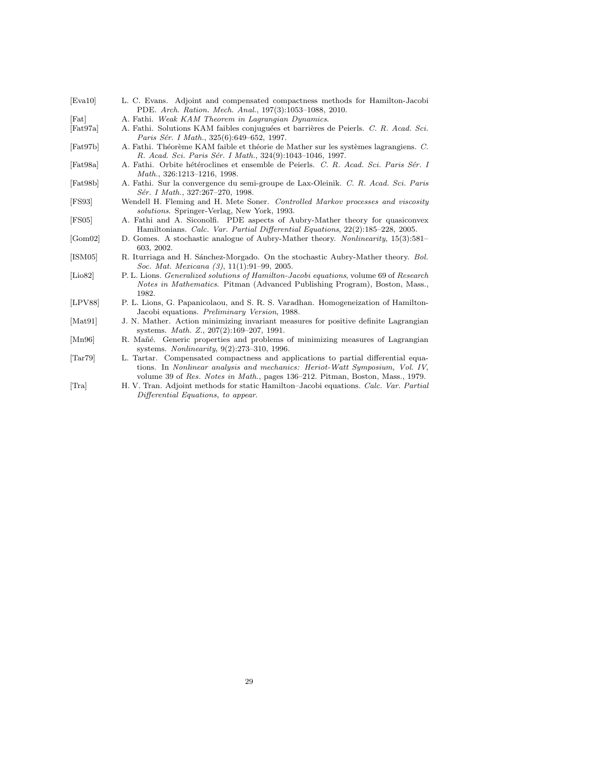[Eva10] L. C. Evans. Adjoint and compensated compactness methods for Hamilton-Jacobi PDE. *Arch. Ration. Mech. Anal.*, 197(3):1053–1088, 2010.

[Fat] A. Fathi. *Weak KAM Theorem in Lagrangian Dynamics*.

[Fat97a] A. Fathi. Solutions KAM faibles conjuguées et barrières de Peierls. *C. R. Acad. Sci. Paris Sér. I Math.*, 325(6):649–652, 1997.

[Fat97b] A. Fathi. Théorème KAM faible et théorie de Mather sur les systèmes lagrangiens. *C. R. Acad. Sci. Paris Sér. I Math.*, 324(9):1043–1046, 1997.

[Fat98a] A. Fathi. Orbite hétéroclines et ensemble de Peierls. *C. R. Acad. Sci. Paris Sér. I Math.*, 326:1213–1216, 1998.

[Fat98b] A. Fathi. Sur la convergence du semi-groupe de Lax-Oleinik. *C. R. Acad. Sci. Paris Sér. I Math.*, 327:267–270, 1998.

[FS93] Wendell H. Fleming and H. Mete Soner. *Controlled Markov processes and viscosity solutions*. Springer-Verlag, New York, 1993.

[FS05] A. Fathi and A. Siconolfi. PDE aspects of Aubry-Mather theory for quasiconvex Hamiltonians. *Calc. Var. Partial Differential Equations*, 22(2):185–228, 2005.

[Gom02] D. Gomes. A stochastic analogue of Aubry-Mather theory. *Nonlinearity*, 15(3):581–603, 2002.

[ISM05] R. Iturriaga and H. Sánchez-Morgado. On the stochastic Aubry-Mather theory. *Bol. Soc. Mat. Mexicana (3)*, 11(1):91–99, 2005.

[Lio82] P. L. Lions. *Generalized solutions of Hamilton-Jacobi equations*, volume 69 of *Research Notes in Mathematics*. Pitman (Advanced Publishing Program), Boston, Mass., 1982.

[LPV88] P. L. Lions, G. Papanicolaou, and S. R. S. Varadhan. Homogeneization of Hamilton-Jacobi equations. *Preliminary Version*, 1988.

[Mat91] J. N. Mather. Action minimizing invariant measures for positive definite Lagrangian systems. *Math. Z.*, 207(2):169–207, 1991.

[Mn96] R. Mañé. Generic properties and problems of minimizing measures of Lagrangian systems. *Nonlinearity*, 9(2):273–310, 1996.

[Tar79] L. Tartar. Compensated compactness and applications to partial differential equations. In *Nonlinear analysis and mechanics: Heriot-Watt Symposium, Vol. IV*, volume 39 of *Res. Notes in Math.*, pages 136–212. Pitman, Boston, Mass., 1979.

[Tra] H. V. Tran. Adjoint methods for static Hamilton–Jacobi equations. *Calc. Var. Partial Differential Equations, to appear*.